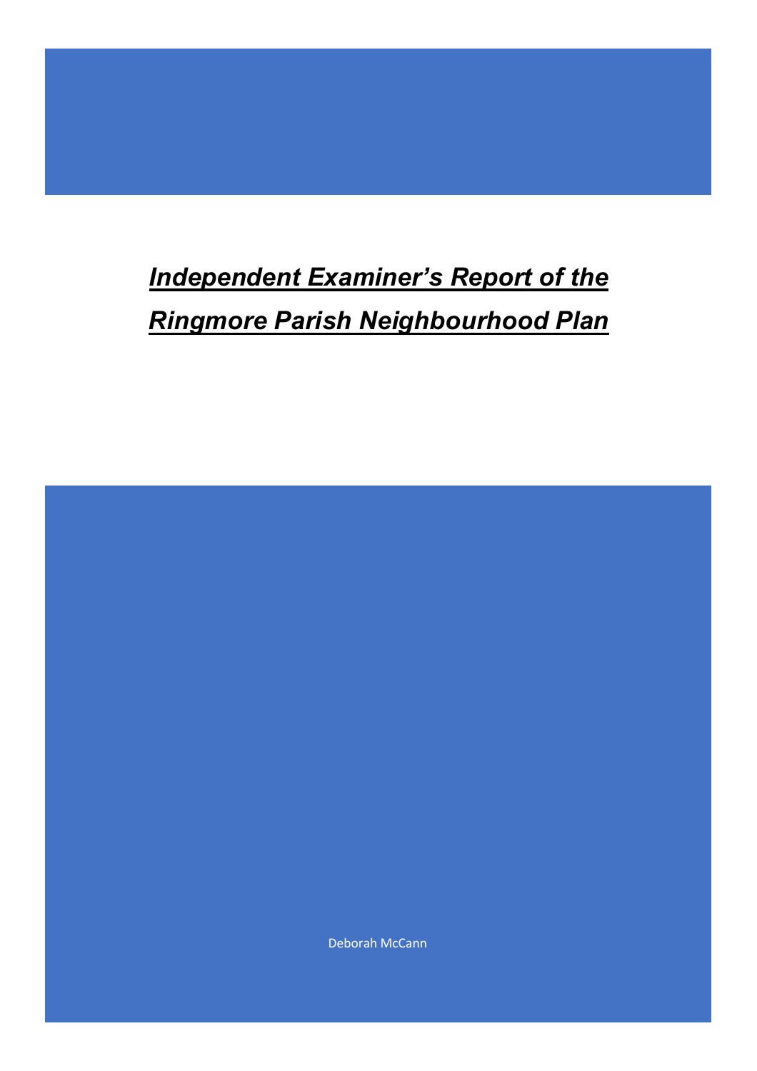# ***Independent Examiner's Report of the Ringmore Parish Neighbourhood Plan***

Deborah McCann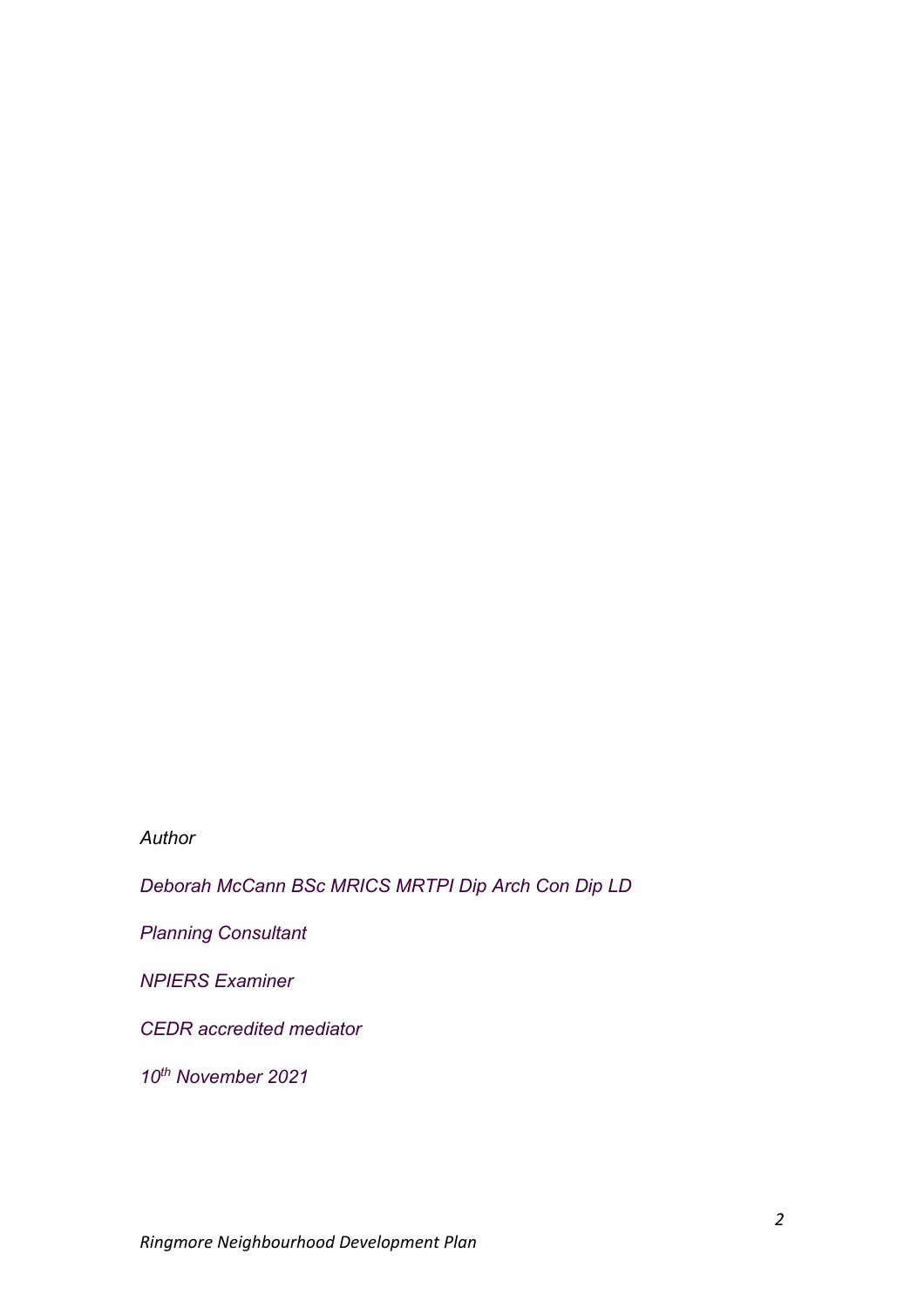*Author*

*Deborah McCann BSc MRICS MRTPI Dip Arch Con Dip LD*

*Planning Consultant*

*NPIERS Examiner*

*CEDR accredited mediator*

*10th November 2021*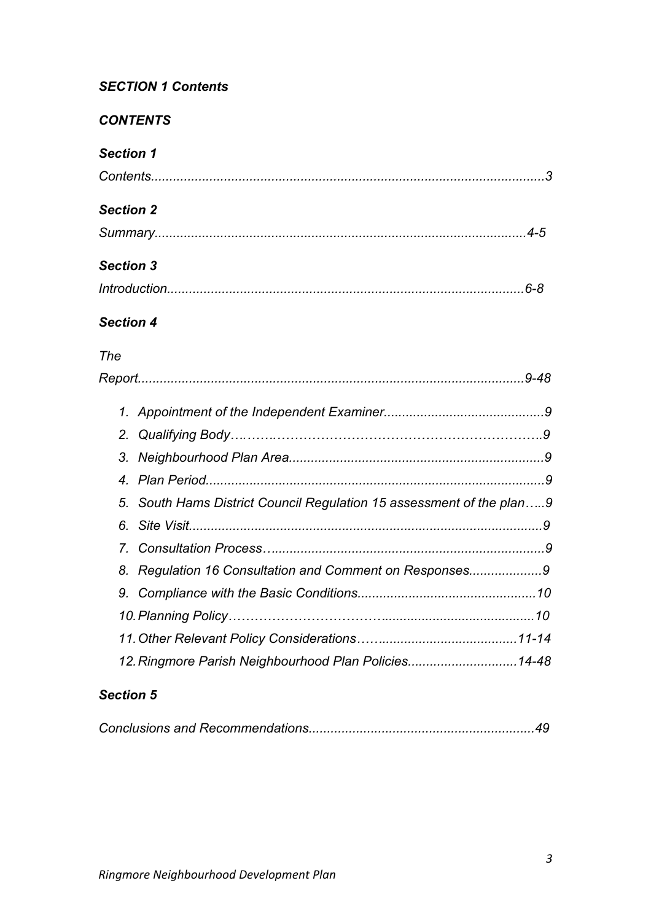***SECTION 1 Contents***

***CONTENTS***

***Section 1***

*Contents...........................................................................................................3*

***Section 2***

*Summary.....................................................................................................4-5*

***Section 3***

*Introduction.................................................................................................6-8*

***Section 4***

*The Report.........................................................................................................9-48*

1. *Appointment of the Independent Examiner............................................9*
2. *Qualifying Body………………………………………………………………..9*
3. *Neighbourhood Plan Area......................................................................9*
4. *Plan Period............................................................................................9*
5. *South Hams District Council Regulation 15 assessment of the plan…..9*
6. *Site Visit................................................................................................9*
7. *Consultation Process…........................................................................9*
8. *Regulation 16 Consultation and Comment on Responses....................9*
9. *Compliance with the Basic Conditions................................................10*
10. *Planning Policy……………………………….......................................10*
11. *Other Relevant Policy Considerations…......................................11-14*
12. *Ringmore Parish Neighbourhood Plan Policies..............................14-48*

***Section 5***

*Conclusions and Recommendations.............................................................49*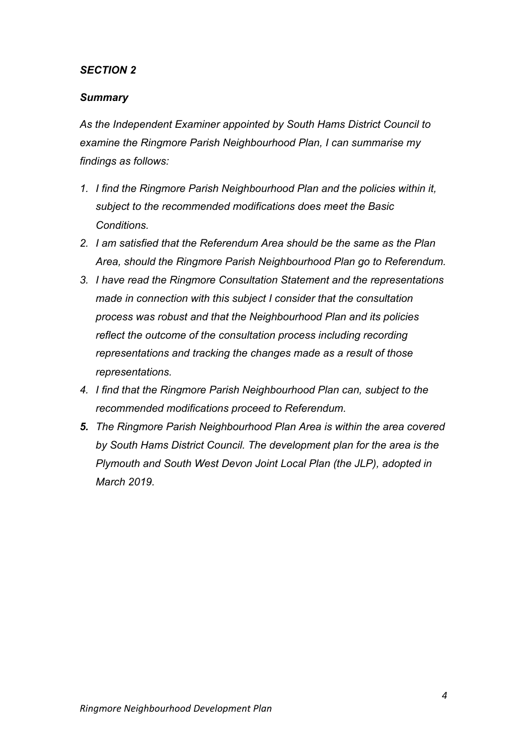## *SECTION 2*

### *Summary*

*As the Independent Examiner appointed by South Hams District Council to examine the Ringmore Parish Neighbourhood Plan, I can summarise my findings as follows:*

1. *I find the Ringmore Parish Neighbourhood Plan and the policies within it, subject to the recommended modifications does meet the Basic Conditions.*
2. *I am satisfied that the Referendum Area should be the same as the Plan Area, should the Ringmore Parish Neighbourhood Plan go to Referendum.*
3. *I have read the Ringmore Consultation Statement and the representations made in connection with this subject I consider that the consultation process was robust and that the Neighbourhood Plan and its policies reflect the outcome of the consultation process including recording representations and tracking the changes made as a result of those representations.*
4. *I find that the Ringmore Parish Neighbourhood Plan can, subject to the recommended modifications proceed to Referendum.*
5. *The Ringmore Parish Neighbourhood Plan Area is within the area covered by South Hams District Council. The development plan for the area is the Plymouth and South West Devon Joint Local Plan (the JLP), adopted in March 2019.*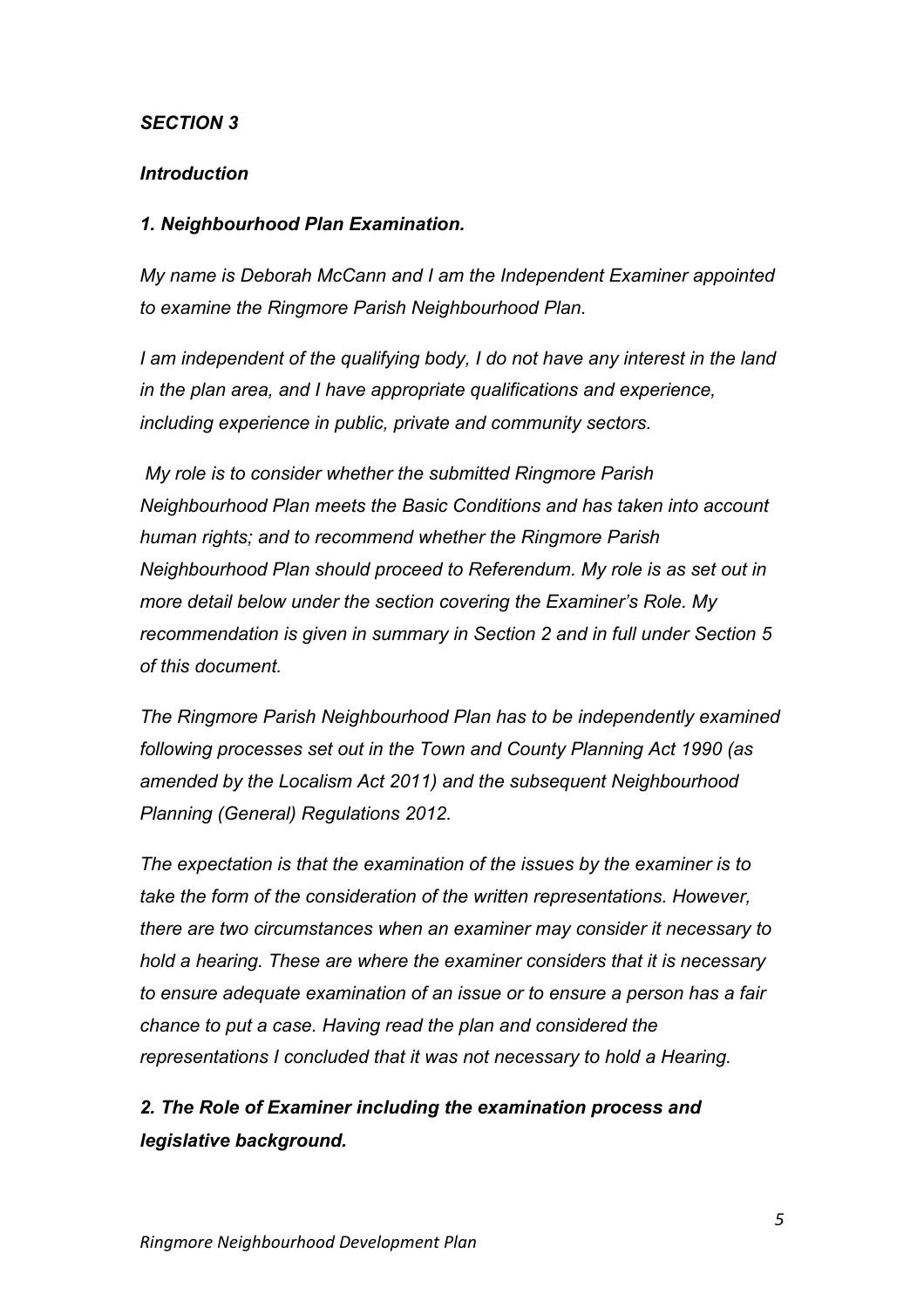## *SECTION 3*

### *Introduction*

### *1. Neighbourhood Plan Examination.*

*My name is Deborah McCann and I am the Independent Examiner appointed to examine the Ringmore Parish Neighbourhood Plan.*

*I am independent of the qualifying body, I do not have any interest in the land in the plan area, and I have appropriate qualifications and experience, including experience in public, private and community sectors.*

*My role is to consider whether the submitted Ringmore Parish Neighbourhood Plan meets the Basic Conditions and has taken into account human rights; and to recommend whether the Ringmore Parish Neighbourhood Plan should proceed to Referendum. My role is as set out in more detail below under the section covering the Examiner's Role. My recommendation is given in summary in Section 2 and in full under Section 5 of this document.*

*The Ringmore Parish Neighbourhood Plan has to be independently examined following processes set out in the Town and County Planning Act 1990 (as amended by the Localism Act 2011) and the subsequent Neighbourhood Planning (General) Regulations 2012.*

*The expectation is that the examination of the issues by the examiner is to take the form of the consideration of the written representations. However, there are two circumstances when an examiner may consider it necessary to hold a hearing. These are where the examiner considers that it is necessary to ensure adequate examination of an issue or to ensure a person has a fair chance to put a case. Having read the plan and considered the representations I concluded that it was not necessary to hold a Hearing.*

### *2. The Role of Examiner including the examination process and legislative background.*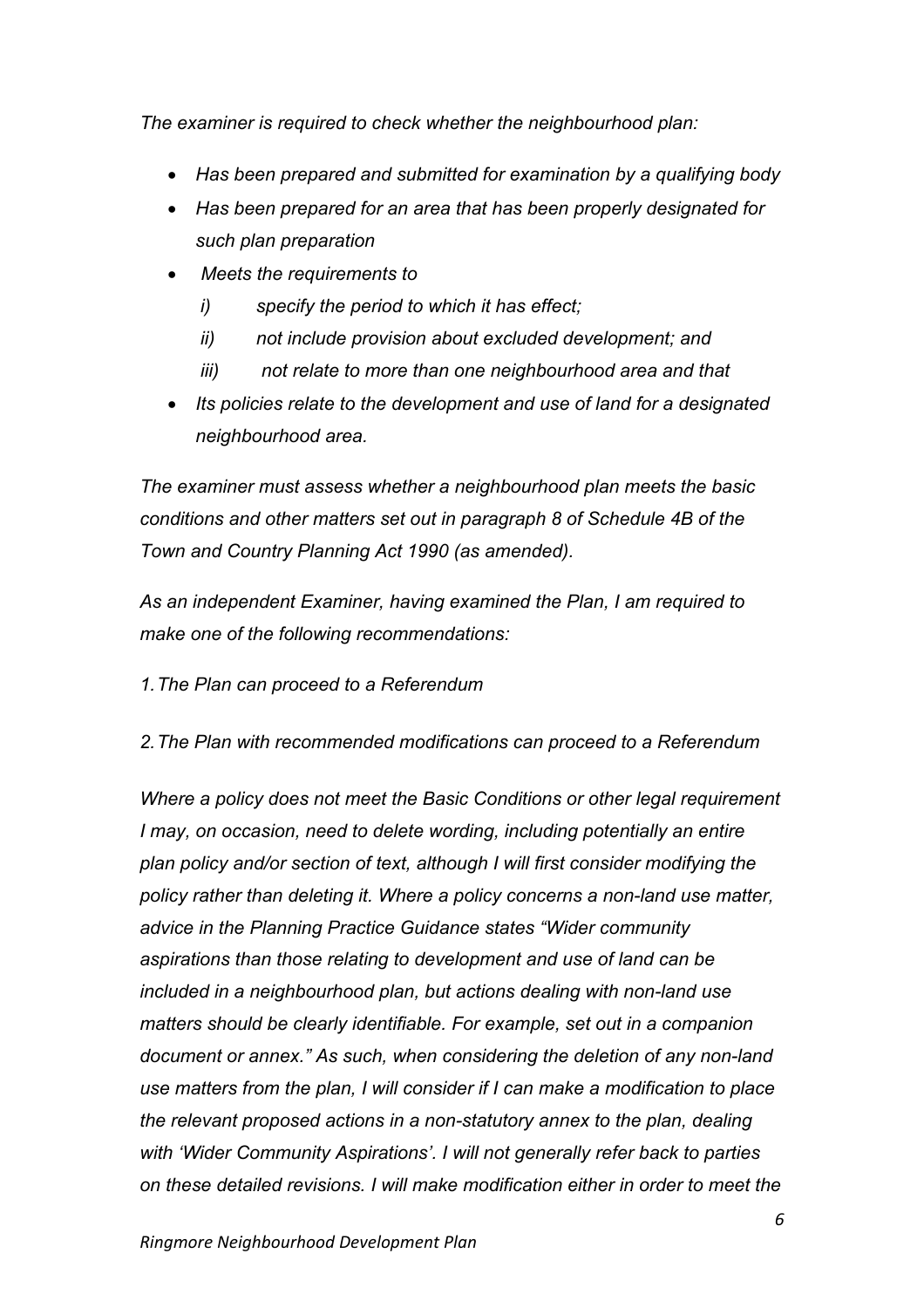*The examiner is required to check whether the neighbourhood plan:*

- *Has been prepared and submitted for examination by a qualifying body*
- *Has been prepared for an area that has been properly designated for such plan preparation*
- *Meets the requirements to*
  - *i) specify the period to which it has effect;*
  - *ii) not include provision about excluded development; and*
  - *iii) not relate to more than one neighbourhood area and that*
- *Its policies relate to the development and use of land for a designated neighbourhood area.*

*The examiner must assess whether a neighbourhood plan meets the basic conditions and other matters set out in paragraph 8 of Schedule 4B of the Town and Country Planning Act 1990 (as amended).*

*As an independent Examiner, having examined the Plan, I am required to make one of the following recommendations:*

*1. The Plan can proceed to a Referendum*

*2. The Plan with recommended modifications can proceed to a Referendum*

*Where a policy does not meet the Basic Conditions or other legal requirement I may, on occasion, need to delete wording, including potentially an entire plan policy and/or section of text, although I will first consider modifying the policy rather than deleting it. Where a policy concerns a non-land use matter, advice in the Planning Practice Guidance states "Wider community aspirations than those relating to development and use of land can be included in a neighbourhood plan, but actions dealing with non-land use matters should be clearly identifiable. For example, set out in a companion document or annex." As such, when considering the deletion of any non-land use matters from the plan, I will consider if I can make a modification to place the relevant proposed actions in a non-statutory annex to the plan, dealing with 'Wider Community Aspirations'. I will not generally refer back to parties on these detailed revisions. I will make modification either in order to meet the*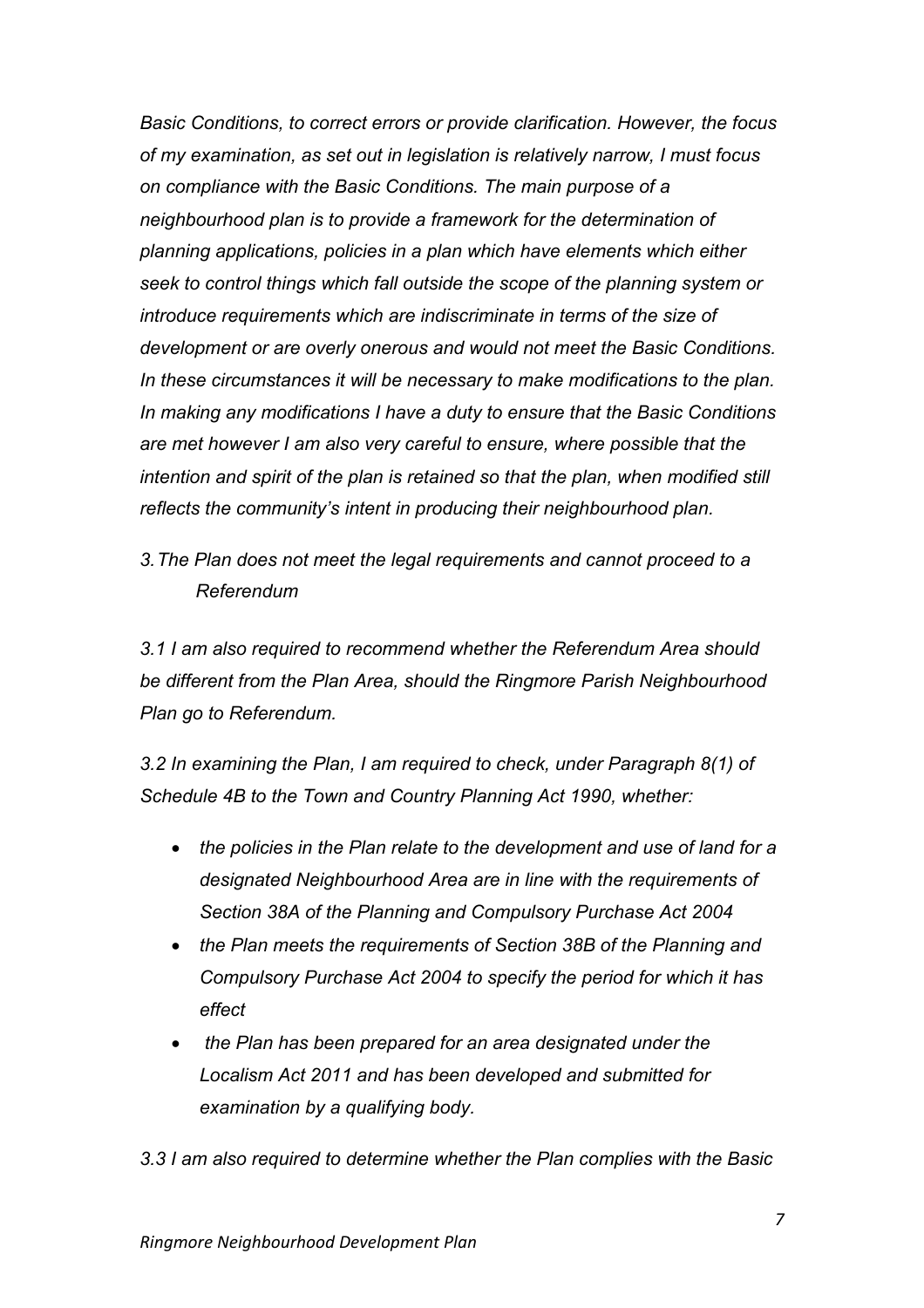*Basic Conditions, to correct errors or provide clarification. However, the focus of my examination, as set out in legislation is relatively narrow, I must focus on compliance with the Basic Conditions. The main purpose of a neighbourhood plan is to provide a framework for the determination of planning applications, policies in a plan which have elements which either seek to control things which fall outside the scope of the planning system or introduce requirements which are indiscriminate in terms of the size of development or are overly onerous and would not meet the Basic Conditions. In these circumstances it will be necessary to make modifications to the plan. In making any modifications I have a duty to ensure that the Basic Conditions are met however I am also very careful to ensure, where possible that the intention and spirit of the plan is retained so that the plan, when modified still reflects the community's intent in producing their neighbourhood plan.*

*3. The Plan does not meet the legal requirements and cannot proceed to a Referendum*

*3.1 I am also required to recommend whether the Referendum Area should be different from the Plan Area, should the Ringmore Parish Neighbourhood Plan go to Referendum.*

*3.2 In examining the Plan, I am required to check, under Paragraph 8(1) of Schedule 4B to the Town and Country Planning Act 1990, whether:*

- *the policies in the Plan relate to the development and use of land for a designated Neighbourhood Area are in line with the requirements of Section 38A of the Planning and Compulsory Purchase Act 2004*
- *the Plan meets the requirements of Section 38B of the Planning and Compulsory Purchase Act 2004 to specify the period for which it has effect*
- *the Plan has been prepared for an area designated under the Localism Act 2011 and has been developed and submitted for examination by a qualifying body.*

*3.3 I am also required to determine whether the Plan complies with the Basic*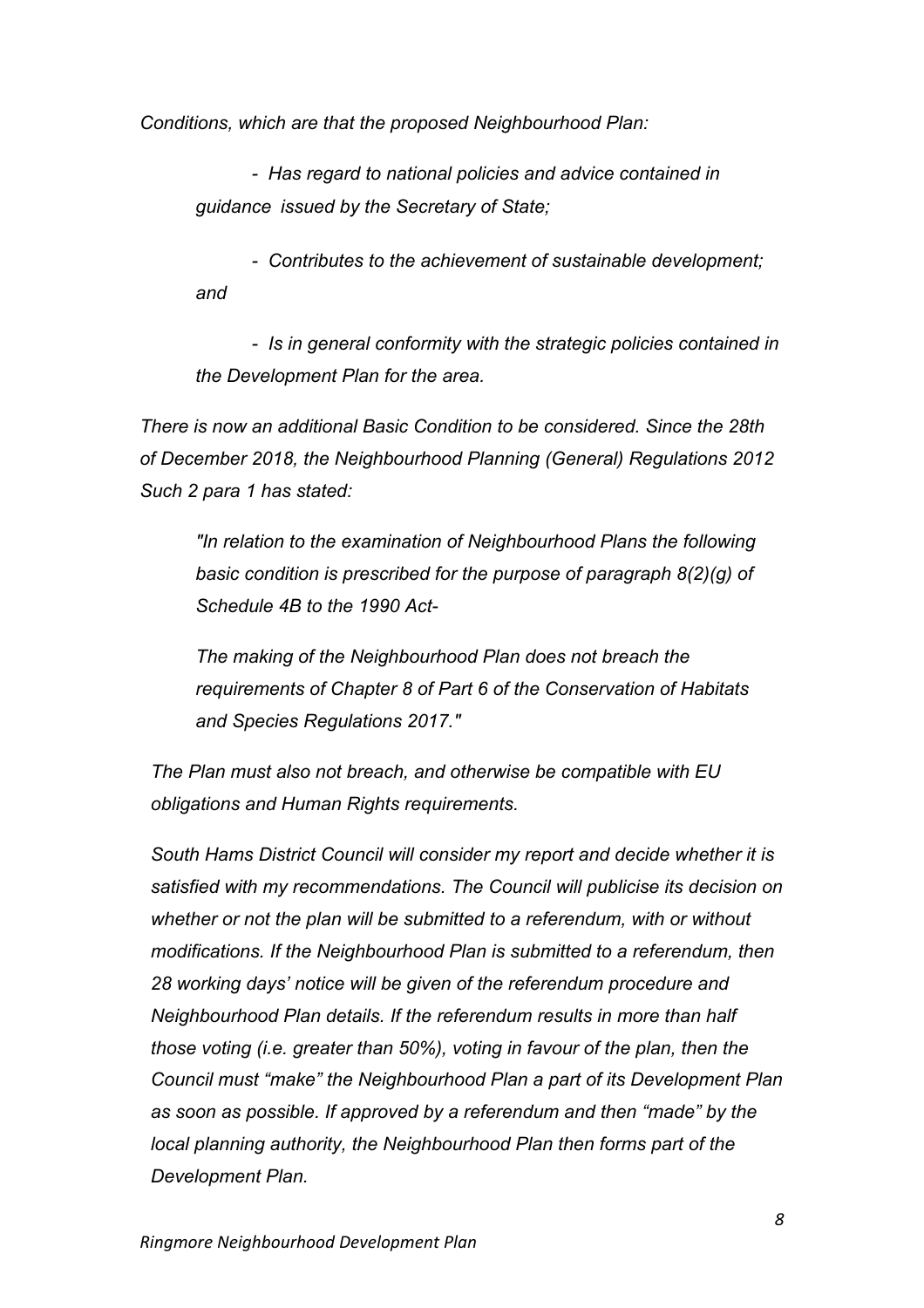*Conditions, which are that the proposed Neighbourhood Plan:*

> *- Has regard to national policies and advice contained in guidance issued by the Secretary of State;*
>
> *- Contributes to the achievement of sustainable development; and*
>
> *- Is in general conformity with the strategic policies contained in the Development Plan for the area.*

*There is now an additional Basic Condition to be considered. Since the 28th of December 2018, the Neighbourhood Planning (General) Regulations 2012 Such 2 para 1 has stated:*

> *"In relation to the examination of Neighbourhood Plans the following basic condition is prescribed for the purpose of paragraph 8(2)(g) of Schedule 4B to the 1990 Act-*
>
> *The making of the Neighbourhood Plan does not breach the requirements of Chapter 8 of Part 6 of the Conservation of Habitats and Species Regulations 2017."*

*The Plan must also not breach, and otherwise be compatible with EU obligations and Human Rights requirements.*

*South Hams District Council will consider my report and decide whether it is satisfied with my recommendations. The Council will publicise its decision on whether or not the plan will be submitted to a referendum, with or without modifications. If the Neighbourhood Plan is submitted to a referendum, then 28 working days' notice will be given of the referendum procedure and Neighbourhood Plan details. If the referendum results in more than half those voting (i.e. greater than 50%), voting in favour of the plan, then the Council must "make" the Neighbourhood Plan a part of its Development Plan as soon as possible. If approved by a referendum and then "made" by the local planning authority, the Neighbourhood Plan then forms part of the Development Plan.*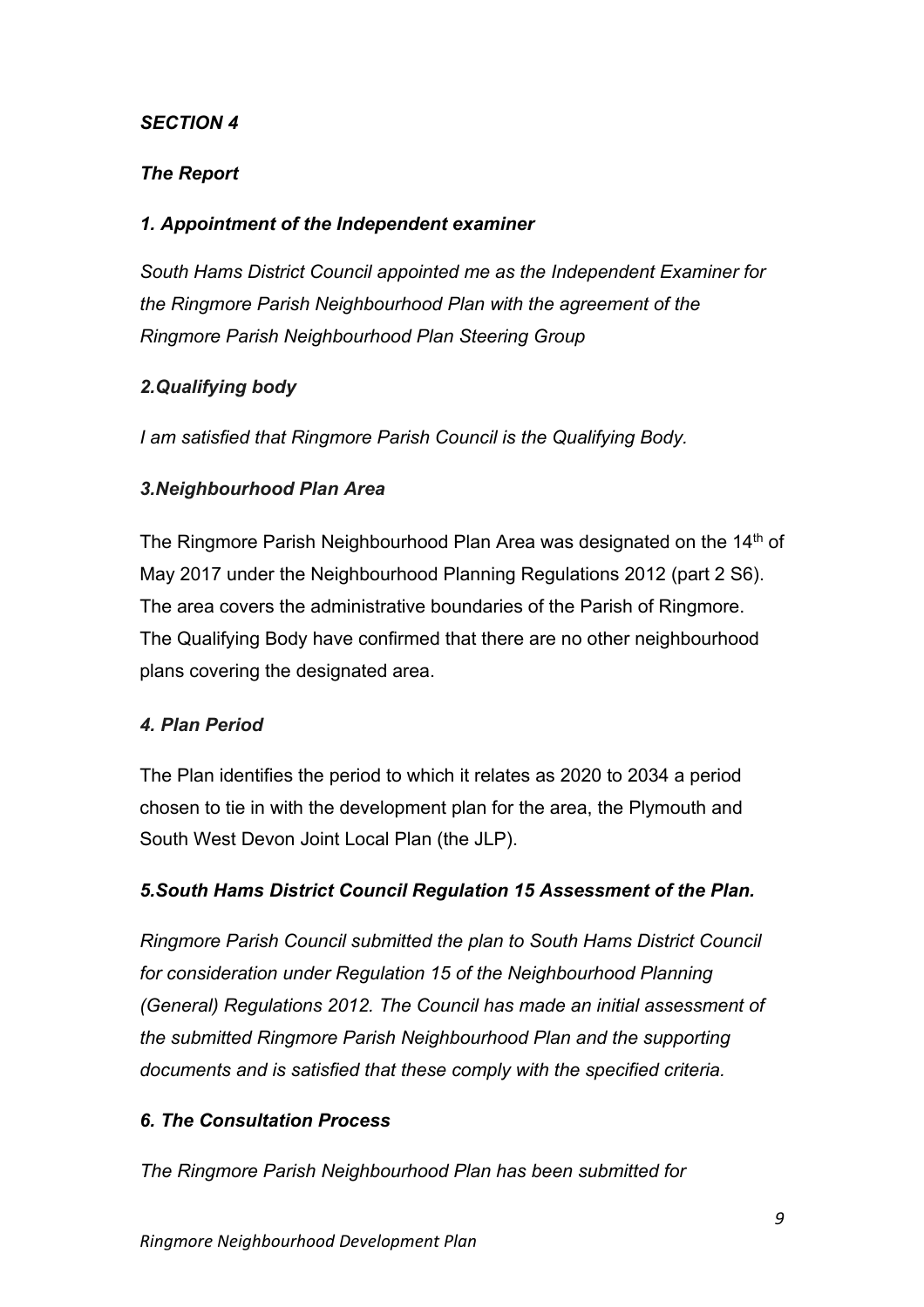***SECTION 4***

***The Report***

***1. Appointment of the Independent examiner***

*South Hams District Council appointed me as the Independent Examiner for the Ringmore Parish Neighbourhood Plan with the agreement of the Ringmore Parish Neighbourhood Plan Steering Group*

***2.Qualifying body***

*I am satisfied that Ringmore Parish Council is the Qualifying Body.*

***3.Neighbourhood Plan Area***

The Ringmore Parish Neighbourhood Plan Area was designated on the 14th of May 2017 under the Neighbourhood Planning Regulations 2012 (part 2 S6). The area covers the administrative boundaries of the Parish of Ringmore. The Qualifying Body have confirmed that there are no other neighbourhood plans covering the designated area.

***4. Plan Period***

The Plan identifies the period to which it relates as 2020 to 2034 a period chosen to tie in with the development plan for the area, the Plymouth and South West Devon Joint Local Plan (the JLP).

***5.South Hams District Council Regulation 15 Assessment of the Plan.***

*Ringmore Parish Council submitted the plan to South Hams District Council for consideration under Regulation 15 of the Neighbourhood Planning (General) Regulations 2012. The Council has made an initial assessment of the submitted Ringmore Parish Neighbourhood Plan and the supporting documents and is satisfied that these comply with the specified criteria.*

***6. The Consultation Process***

*The Ringmore Parish Neighbourhood Plan has been submitted for*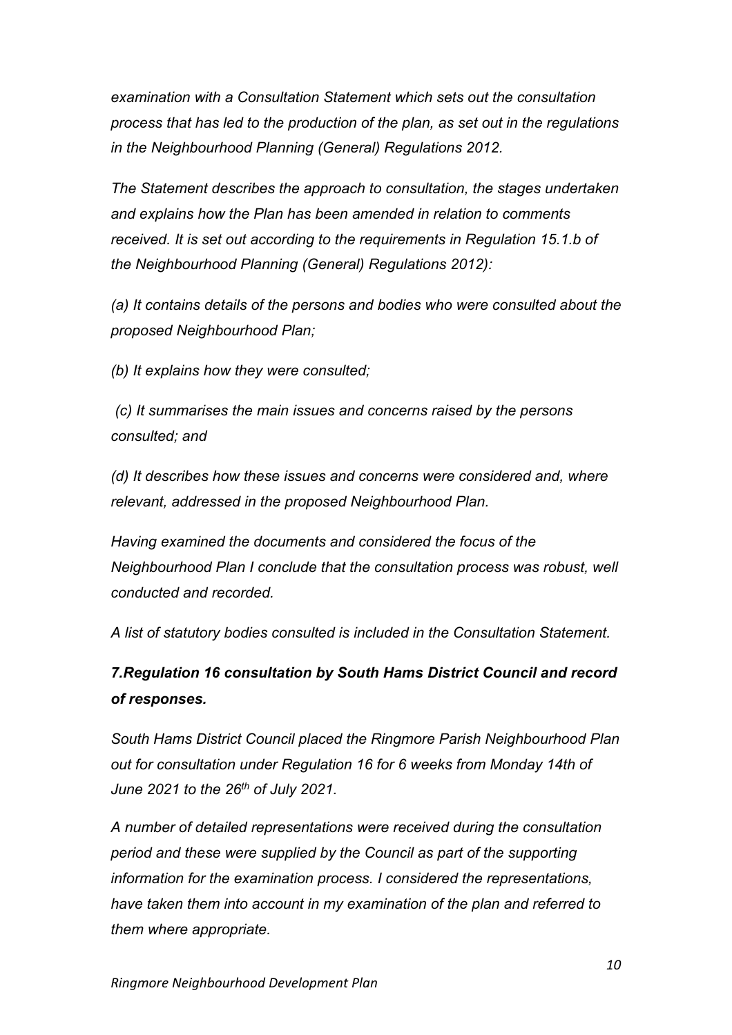*examination with a Consultation Statement which sets out the consultation process that has led to the production of the plan, as set out in the regulations in the Neighbourhood Planning (General) Regulations 2012.*

*The Statement describes the approach to consultation, the stages undertaken and explains how the Plan has been amended in relation to comments received. It is set out according to the requirements in Regulation 15.1.b of the Neighbourhood Planning (General) Regulations 2012):*

*(a) It contains details of the persons and bodies who were consulted about the proposed Neighbourhood Plan;*

*(b) It explains how they were consulted;*

*(c) It summarises the main issues and concerns raised by the persons consulted; and*

*(d) It describes how these issues and concerns were considered and, where relevant, addressed in the proposed Neighbourhood Plan.*

*Having examined the documents and considered the focus of the Neighbourhood Plan I conclude that the consultation process was robust, well conducted and recorded.*

*A list of statutory bodies consulted is included in the Consultation Statement.*

## *7.Regulation 16 consultation by South Hams District Council and record of responses.*

*South Hams District Council placed the Ringmore Parish Neighbourhood Plan out for consultation under Regulation 16 for 6 weeks from Monday 14th of June 2021 to the 26th of July 2021.*

*A number of detailed representations were received during the consultation period and these were supplied by the Council as part of the supporting information for the examination process. I considered the representations, have taken them into account in my examination of the plan and referred to them where appropriate.*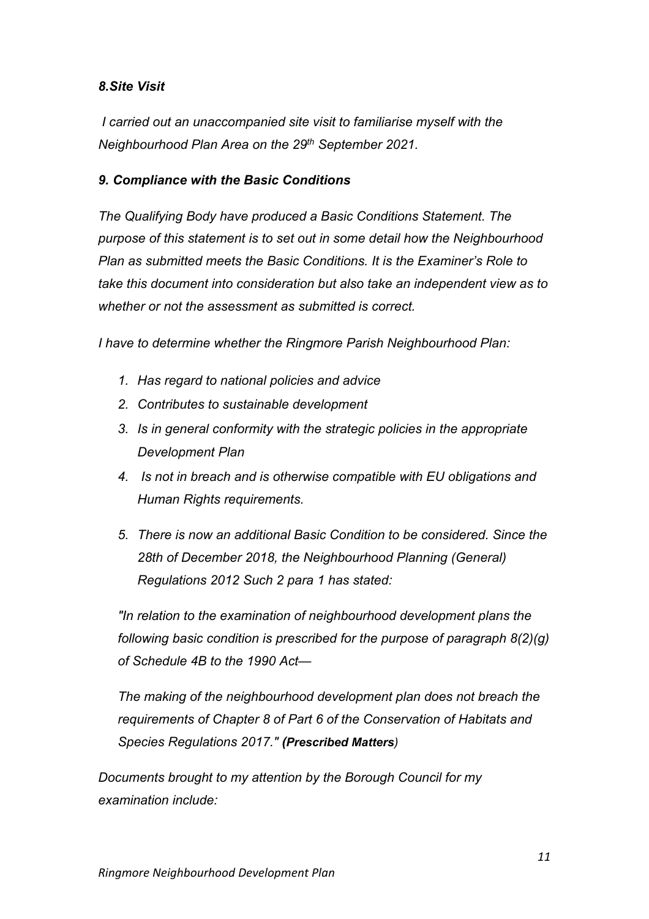### *8.Site Visit*

*I carried out an unaccompanied site visit to familiarise myself with the Neighbourhood Plan Area on the 29th September 2021.*

### *9. Compliance with the Basic Conditions*

*The Qualifying Body have produced a Basic Conditions Statement. The purpose of this statement is to set out in some detail how the Neighbourhood Plan as submitted meets the Basic Conditions. It is the Examiner's Role to take this document into consideration but also take an independent view as to whether or not the assessment as submitted is correct.*

*I have to determine whether the Ringmore Parish Neighbourhood Plan:*

1. *Has regard to national policies and advice*
2. *Contributes to sustainable development*
3. *Is in general conformity with the strategic policies in the appropriate Development Plan*
4. *Is not in breach and is otherwise compatible with EU obligations and Human Rights requirements.*
5. *There is now an additional Basic Condition to be considered. Since the 28th of December 2018, the Neighbourhood Planning (General) Regulations 2012 Such 2 para 1 has stated:*

   *"In relation to the examination of neighbourhood development plans the following basic condition is prescribed for the purpose of paragraph 8(2)(g) of Schedule 4B to the 1990 Act—*

   *The making of the neighbourhood development plan does not breach the requirements of Chapter 8 of Part 6 of the Conservation of Habitats and Species Regulations 2017." **(Prescribed Matters**)*

*Documents brought to my attention by the Borough Council for my examination include:*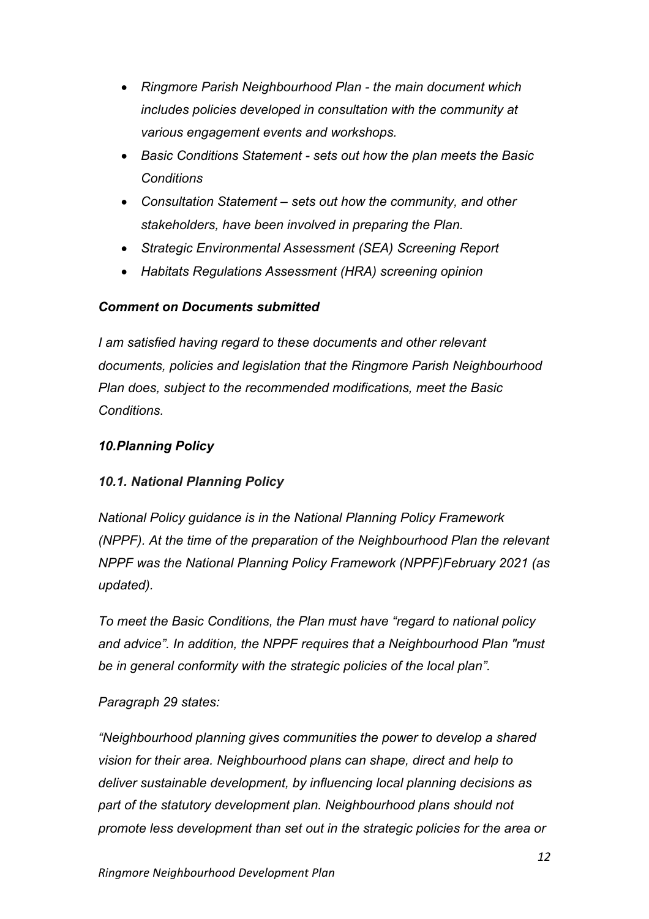- *Ringmore Parish Neighbourhood Plan - the main document which includes policies developed in consultation with the community at various engagement events and workshops.*
- *Basic Conditions Statement - sets out how the plan meets the Basic Conditions*
- *Consultation Statement – sets out how the community, and other stakeholders, have been involved in preparing the Plan.*
- *Strategic Environmental Assessment (SEA) Screening Report*
- *Habitats Regulations Assessment (HRA) screening opinion*

***Comment on Documents submitted***

*I am satisfied having regard to these documents and other relevant documents, policies and legislation that the Ringmore Parish Neighbourhood Plan does, subject to the recommended modifications, meet the Basic Conditions.*

## *10.Planning Policy*

### *10.1. National Planning Policy*

*National Policy guidance is in the National Planning Policy Framework (NPPF). At the time of the preparation of the Neighbourhood Plan the relevant NPPF was the National Planning Policy Framework (NPPF)February 2021 (as updated).*

*To meet the Basic Conditions, the Plan must have "regard to national policy and advice". In addition, the NPPF requires that a Neighbourhood Plan "must be in general conformity with the strategic policies of the local plan".*

*Paragraph 29 states:*

*"Neighbourhood planning gives communities the power to develop a shared vision for their area. Neighbourhood plans can shape, direct and help to deliver sustainable development, by influencing local planning decisions as part of the statutory development plan. Neighbourhood plans should not promote less development than set out in the strategic policies for the area or*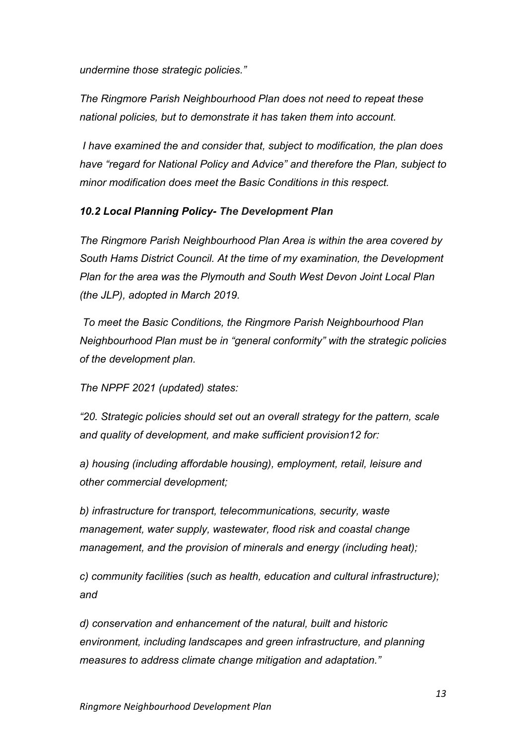*undermine those strategic policies."*

*The Ringmore Parish Neighbourhood Plan does not need to repeat these national policies, but to demonstrate it has taken them into account.*

*I have examined the and consider that, subject to modification, the plan does have "regard for National Policy and Advice" and therefore the Plan, subject to minor modification does meet the Basic Conditions in this respect.*

### *10.2 Local Planning Policy- The Development Plan*

*The Ringmore Parish Neighbourhood Plan Area is within the area covered by South Hams District Council. At the time of my examination, the Development Plan for the area was the Plymouth and South West Devon Joint Local Plan (the JLP), adopted in March 2019.*

*To meet the Basic Conditions, the Ringmore Parish Neighbourhood Plan Neighbourhood Plan must be in "general conformity" with the strategic policies of the development plan.*

*The NPPF 2021 (updated) states:*

*"20. Strategic policies should set out an overall strategy for the pattern, scale and quality of development, and make sufficient provision12 for:*

*a) housing (including affordable housing), employment, retail, leisure and other commercial development;*

*b) infrastructure for transport, telecommunications, security, waste management, water supply, wastewater, flood risk and coastal change management, and the provision of minerals and energy (including heat);*

*c) community facilities (such as health, education and cultural infrastructure); and*

*d) conservation and enhancement of the natural, built and historic environment, including landscapes and green infrastructure, and planning measures to address climate change mitigation and adaptation."*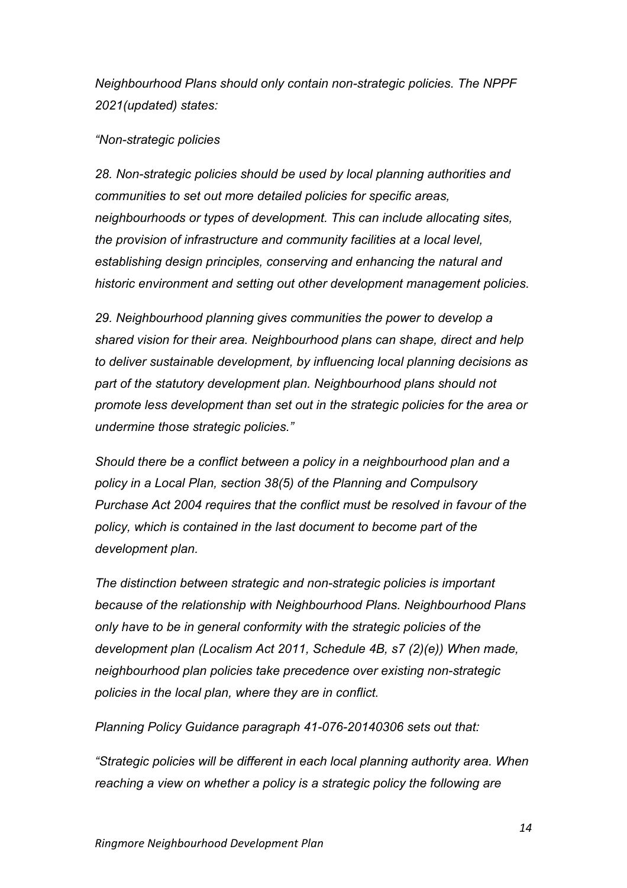*Neighbourhood Plans should only contain non-strategic policies. The NPPF 2021(updated) states:*

*"Non-strategic policies*

*28. Non-strategic policies should be used by local planning authorities and communities to set out more detailed policies for specific areas, neighbourhoods or types of development. This can include allocating sites, the provision of infrastructure and community facilities at a local level, establishing design principles, conserving and enhancing the natural and historic environment and setting out other development management policies.*

*29. Neighbourhood planning gives communities the power to develop a shared vision for their area. Neighbourhood plans can shape, direct and help to deliver sustainable development, by influencing local planning decisions as part of the statutory development plan. Neighbourhood plans should not promote less development than set out in the strategic policies for the area or undermine those strategic policies."*

*Should there be a conflict between a policy in a neighbourhood plan and a policy in a Local Plan, section 38(5) of the Planning and Compulsory Purchase Act 2004 requires that the conflict must be resolved in favour of the policy, which is contained in the last document to become part of the development plan.*

*The distinction between strategic and non-strategic policies is important because of the relationship with Neighbourhood Plans. Neighbourhood Plans only have to be in general conformity with the strategic policies of the development plan (Localism Act 2011, Schedule 4B, s7 (2)(e)) When made, neighbourhood plan policies take precedence over existing non-strategic policies in the local plan, where they are in conflict.*

*Planning Policy Guidance paragraph 41-076-20140306 sets out that:*

*"Strategic policies will be different in each local planning authority area. When reaching a view on whether a policy is a strategic policy the following are*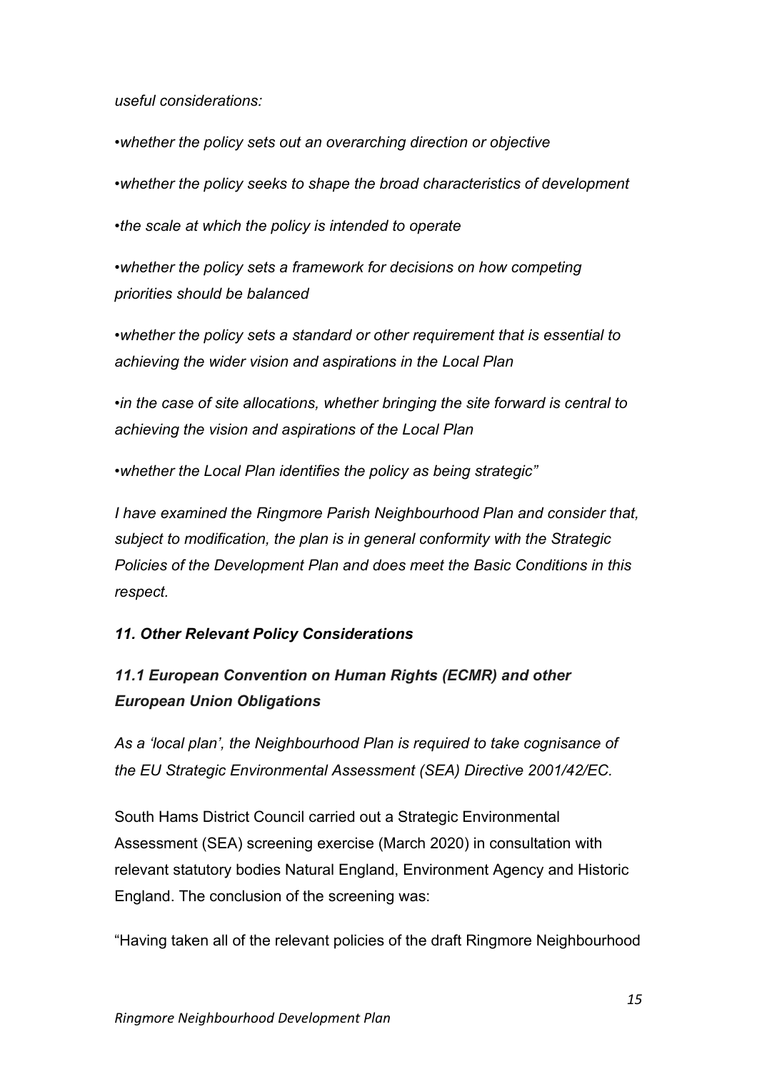*useful considerations:*

•*whether the policy sets out an overarching direction or objective*

•*whether the policy seeks to shape the broad characteristics of development*

•*the scale at which the policy is intended to operate*

•*whether the policy sets a framework for decisions on how competing priorities should be balanced*

•*whether the policy sets a standard or other requirement that is essential to achieving the wider vision and aspirations in the Local Plan*

•*in the case of site allocations, whether bringing the site forward is central to achieving the vision and aspirations of the Local Plan*

•*whether the Local Plan identifies the policy as being strategic"*

*I have examined the Ringmore Parish Neighbourhood Plan and consider that, subject to modification, the plan is in general conformity with the Strategic Policies of the Development Plan and does meet the Basic Conditions in this respect.*

### *11. Other Relevant Policy Considerations*

#### *11.1 European Convention on Human Rights (ECMR) and other European Union Obligations*

*As a 'local plan', the Neighbourhood Plan is required to take cognisance of the EU Strategic Environmental Assessment (SEA) Directive 2001/42/EC.*

South Hams District Council carried out a Strategic Environmental Assessment (SEA) screening exercise (March 2020) in consultation with relevant statutory bodies Natural England, Environment Agency and Historic England. The conclusion of the screening was:

"Having taken all of the relevant policies of the draft Ringmore Neighbourhood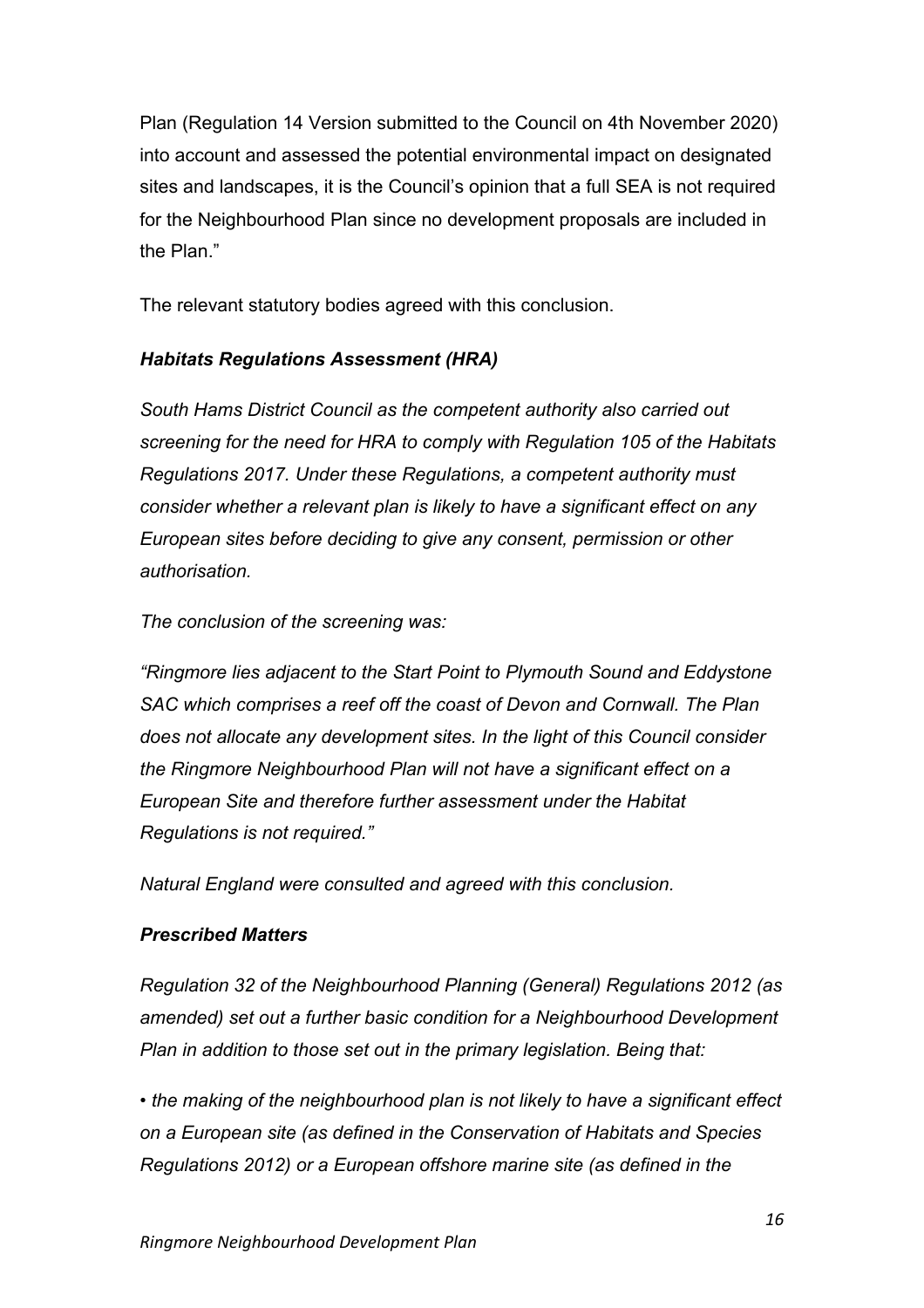Plan (Regulation 14 Version submitted to the Council on 4th November 2020) into account and assessed the potential environmental impact on designated sites and landscapes, it is the Council's opinion that a full SEA is not required for the Neighbourhood Plan since no development proposals are included in the Plan."

The relevant statutory bodies agreed with this conclusion.

***Habitats Regulations Assessment (HRA)***

*South Hams District Council as the competent authority also carried out screening for the need for HRA to comply with Regulation 105 of the Habitats Regulations 2017. Under these Regulations, a competent authority must consider whether a relevant plan is likely to have a significant effect on any European sites before deciding to give any consent, permission or other authorisation.*

*The conclusion of the screening was:*

*"Ringmore lies adjacent to the Start Point to Plymouth Sound and Eddystone SAC which comprises a reef off the coast of Devon and Cornwall. The Plan does not allocate any development sites. In the light of this Council consider the Ringmore Neighbourhood Plan will not have a significant effect on a European Site and therefore further assessment under the Habitat Regulations is not required."*

*Natural England were consulted and agreed with this conclusion.*

***Prescribed Matters***

*Regulation 32 of the Neighbourhood Planning (General) Regulations 2012 (as amended) set out a further basic condition for a Neighbourhood Development Plan in addition to those set out in the primary legislation. Being that:*

- *the making of the neighbourhood plan is not likely to have a significant effect on a European site (as defined in the Conservation of Habitats and Species Regulations 2012) or a European offshore marine site (as defined in the*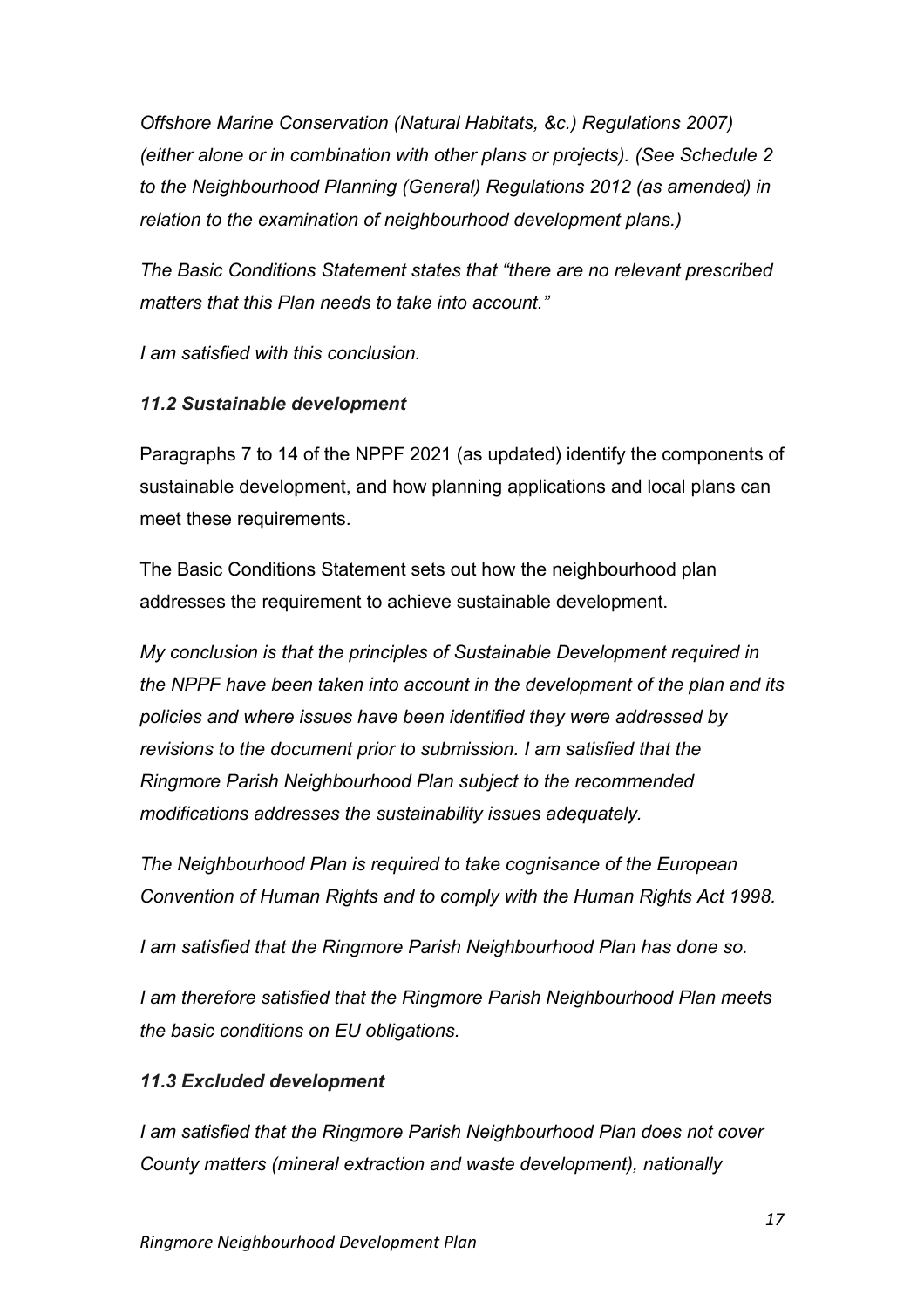*Offshore Marine Conservation (Natural Habitats, &c.) Regulations 2007) (either alone or in combination with other plans or projects). (See Schedule 2 to the Neighbourhood Planning (General) Regulations 2012 (as amended) in relation to the examination of neighbourhood development plans.)*

*The Basic Conditions Statement states that "there are no relevant prescribed matters that this Plan needs to take into account."*

*I am satisfied with this conclusion.*

### *11.2 Sustainable development*

Paragraphs 7 to 14 of the NPPF 2021 (as updated) identify the components of sustainable development, and how planning applications and local plans can meet these requirements.

The Basic Conditions Statement sets out how the neighbourhood plan addresses the requirement to achieve sustainable development.

*My conclusion is that the principles of Sustainable Development required in the NPPF have been taken into account in the development of the plan and its policies and where issues have been identified they were addressed by revisions to the document prior to submission. I am satisfied that the Ringmore Parish Neighbourhood Plan subject to the recommended modifications addresses the sustainability issues adequately.*

*The Neighbourhood Plan is required to take cognisance of the European Convention of Human Rights and to comply with the Human Rights Act 1998.*

*I am satisfied that the Ringmore Parish Neighbourhood Plan has done so.*

*I am therefore satisfied that the Ringmore Parish Neighbourhood Plan meets the basic conditions on EU obligations.*

### *11.3 Excluded development*

*I am satisfied that the Ringmore Parish Neighbourhood Plan does not cover County matters (mineral extraction and waste development), nationally*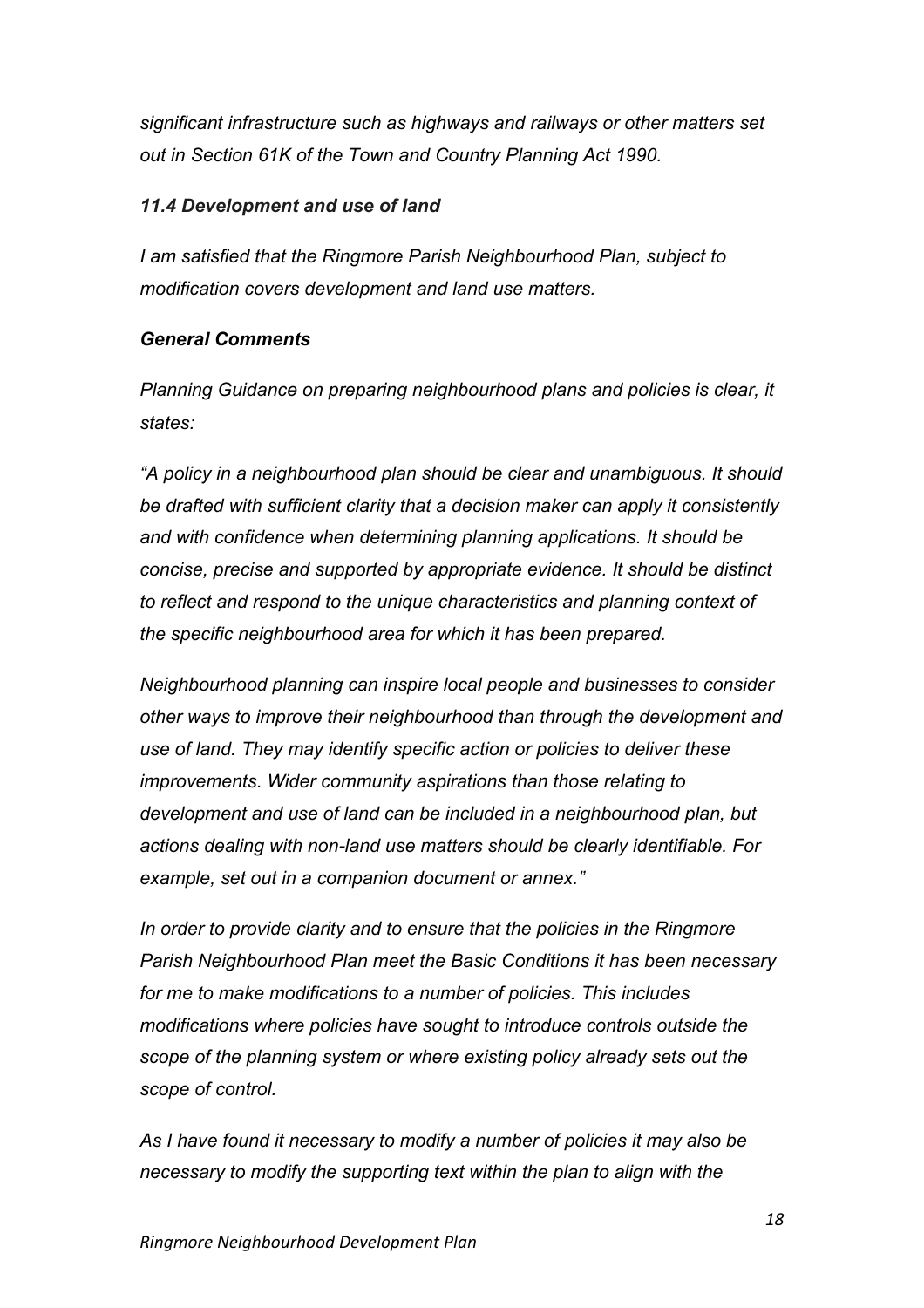*significant infrastructure such as highways and railways or other matters set out in Section 61K of the Town and Country Planning Act 1990.*

***11.4 Development and use of land***

*I am satisfied that the Ringmore Parish Neighbourhood Plan, subject to modification covers development and land use matters.*

***General Comments***

*Planning Guidance on preparing neighbourhood plans and policies is clear, it states:*

*"A policy in a neighbourhood plan should be clear and unambiguous. It should be drafted with sufficient clarity that a decision maker can apply it consistently and with confidence when determining planning applications. It should be concise, precise and supported by appropriate evidence. It should be distinct to reflect and respond to the unique characteristics and planning context of the specific neighbourhood area for which it has been prepared.*

*Neighbourhood planning can inspire local people and businesses to consider other ways to improve their neighbourhood than through the development and use of land. They may identify specific action or policies to deliver these improvements. Wider community aspirations than those relating to development and use of land can be included in a neighbourhood plan, but actions dealing with non-land use matters should be clearly identifiable. For example, set out in a companion document or annex."*

*In order to provide clarity and to ensure that the policies in the Ringmore Parish Neighbourhood Plan meet the Basic Conditions it has been necessary for me to make modifications to a number of policies. This includes modifications where policies have sought to introduce controls outside the scope of the planning system or where existing policy already sets out the scope of control.*

*As I have found it necessary to modify a number of policies it may also be necessary to modify the supporting text within the plan to align with the*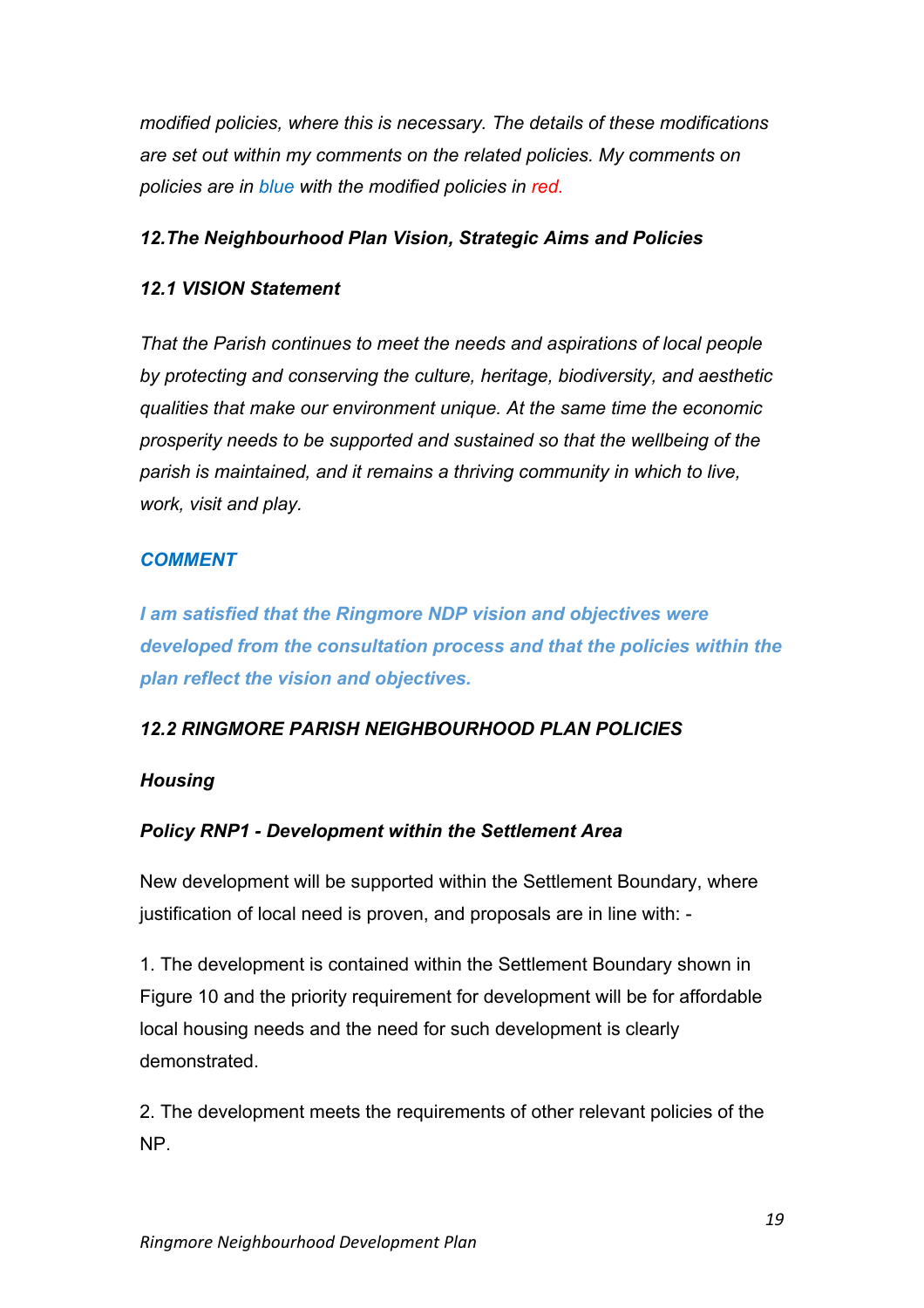*modified policies, where this is necessary. The details of these modifications are set out within my comments on the related policies. My comments on policies are in blue with the modified policies in red.*

### *12.The Neighbourhood Plan Vision, Strategic Aims and Policies*

#### *12.1 VISION Statement*

*That the Parish continues to meet the needs and aspirations of local people by protecting and conserving the culture, heritage, biodiversity, and aesthetic qualities that make our environment unique. At the same time the economic prosperity needs to be supported and sustained so that the wellbeing of the parish is maintained, and it remains a thriving community in which to live, work, visit and play.*

***COMMENT***

***I am satisfied that the Ringmore NDP vision and objectives were developed from the consultation process and that the policies within the plan reflect the vision and objectives.***

#### *12.2 RINGMORE PARISH NEIGHBOURHOOD PLAN POLICIES*

***Housing***

***Policy RNP1 - Development within the Settlement Area***

New development will be supported within the Settlement Boundary, where justification of local need is proven, and proposals are in line with: -

1. The development is contained within the Settlement Boundary shown in Figure 10 and the priority requirement for development will be for affordable local housing needs and the need for such development is clearly demonstrated.

2. The development meets the requirements of other relevant policies of the NP.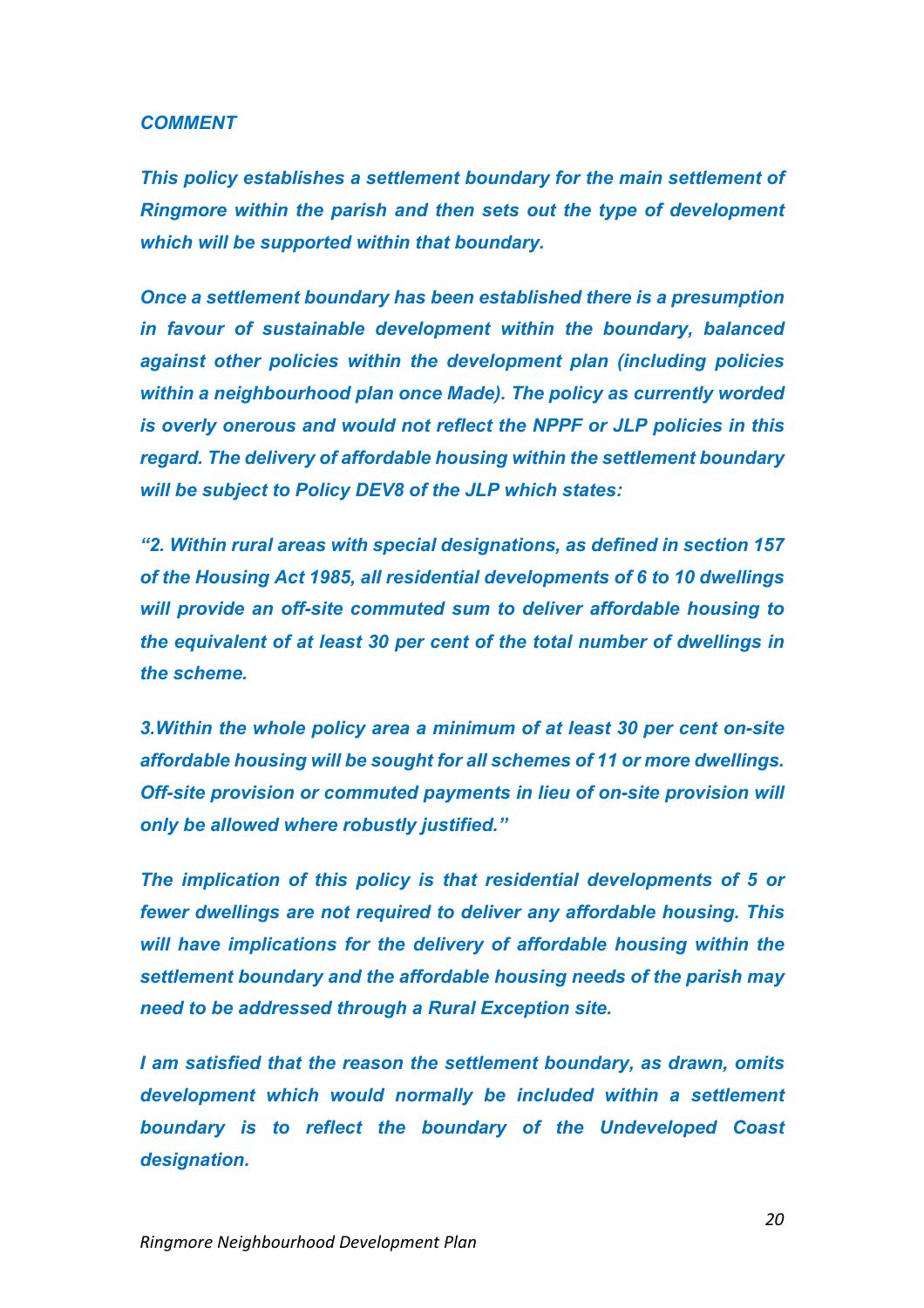***COMMENT***

***This policy establishes a settlement boundary for the main settlement of Ringmore within the parish and then sets out the type of development which will be supported within that boundary.***

***Once a settlement boundary has been established there is a presumption in favour of sustainable development within the boundary, balanced against other policies within the development plan (including policies within a neighbourhood plan once Made). The policy as currently worded is overly onerous and would not reflect the NPPF or JLP policies in this regard. The delivery of affordable housing within the settlement boundary will be subject to Policy DEV8 of the JLP which states:***

***"2. Within rural areas with special designations, as defined in section 157 of the Housing Act 1985, all residential developments of 6 to 10 dwellings will provide an off-site commuted sum to deliver affordable housing to the equivalent of at least 30 per cent of the total number of dwellings in the scheme.***

***3.Within the whole policy area a minimum of at least 30 per cent on-site affordable housing will be sought for all schemes of 11 or more dwellings. Off-site provision or commuted payments in lieu of on-site provision will only be allowed where robustly justified."***

***The implication of this policy is that residential developments of 5 or fewer dwellings are not required to deliver any affordable housing. This will have implications for the delivery of affordable housing within the settlement boundary and the affordable housing needs of the parish may need to be addressed through a Rural Exception site.***

***I am satisfied that the reason the settlement boundary, as drawn, omits development which would normally be included within a settlement boundary is to reflect the boundary of the Undeveloped Coast designation.***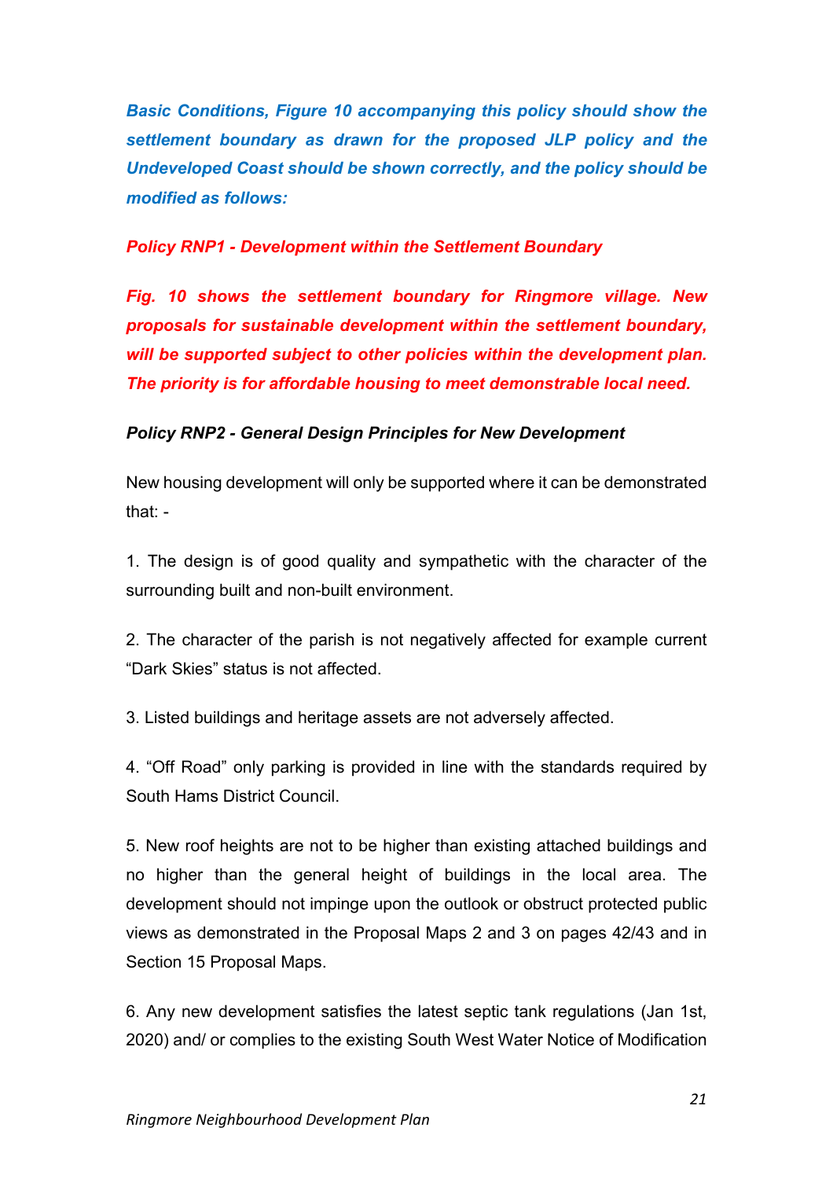***Basic Conditions, Figure 10 accompanying this policy should show the settlement boundary as drawn for the proposed JLP policy and the Undeveloped Coast should be shown correctly, and the policy should be modified as follows:***

***Policy RNP1 - Development within the Settlement Boundary***

***Fig. 10 shows the settlement boundary for Ringmore village. New proposals for sustainable development within the settlement boundary, will be supported subject to other policies within the development plan. The priority is for affordable housing to meet demonstrable local need.***

***Policy RNP2 - General Design Principles for New Development***

New housing development will only be supported where it can be demonstrated that: -

1. The design is of good quality and sympathetic with the character of the surrounding built and non-built environment.

2. The character of the parish is not negatively affected for example current "Dark Skies" status is not affected.

3. Listed buildings and heritage assets are not adversely affected.

4. "Off Road" only parking is provided in line with the standards required by South Hams District Council.

5. New roof heights are not to be higher than existing attached buildings and no higher than the general height of buildings in the local area. The development should not impinge upon the outlook or obstruct protected public views as demonstrated in the Proposal Maps 2 and 3 on pages 42/43 and in Section 15 Proposal Maps.

6. Any new development satisfies the latest septic tank regulations (Jan 1st, 2020) and/ or complies to the existing South West Water Notice of Modification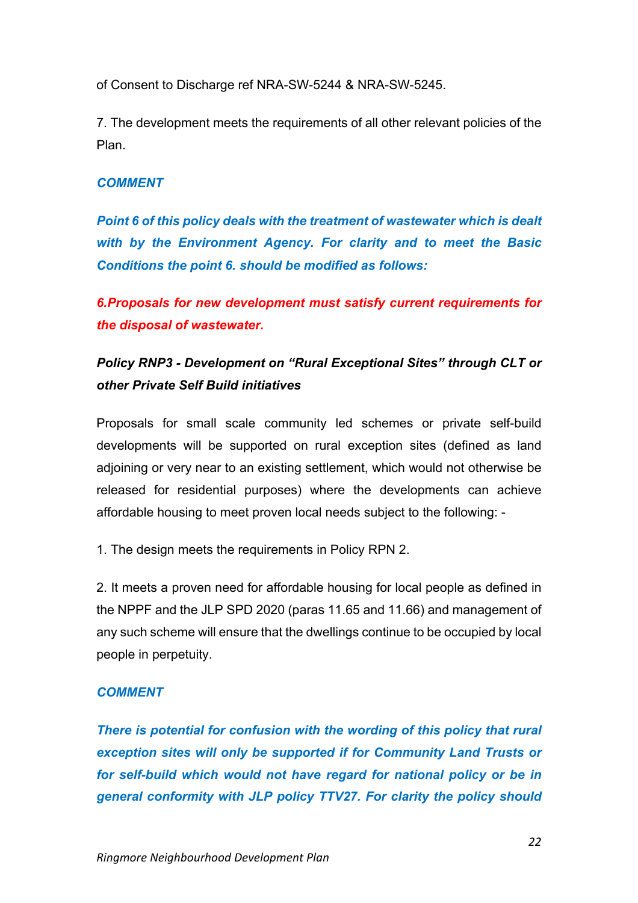of Consent to Discharge ref NRA-SW-5244 & NRA-SW-5245.

7. The development meets the requirements of all other relevant policies of the Plan.

***COMMENT***

***Point 6 of this policy deals with the treatment of wastewater which is dealt with by the Environment Agency. For clarity and to meet the Basic Conditions the point 6. should be modified as follows:***

***6.Proposals for new development must satisfy current requirements for the disposal of wastewater.***

***Policy RNP3 - Development on "Rural Exceptional Sites" through CLT or other Private Self Build initiatives***

Proposals for small scale community led schemes or private self-build developments will be supported on rural exception sites (defined as land adjoining or very near to an existing settlement, which would not otherwise be released for residential purposes) where the developments can achieve affordable housing to meet proven local needs subject to the following: -

1. The design meets the requirements in Policy RPN 2.

2. It meets a proven need for affordable housing for local people as defined in the NPPF and the JLP SPD 2020 (paras 11.65 and 11.66) and management of any such scheme will ensure that the dwellings continue to be occupied by local people in perpetuity.

***COMMENT***

***There is potential for confusion with the wording of this policy that rural exception sites will only be supported if for Community Land Trusts or for self-build which would not have regard for national policy or be in general conformity with JLP policy TTV27. For clarity the policy should***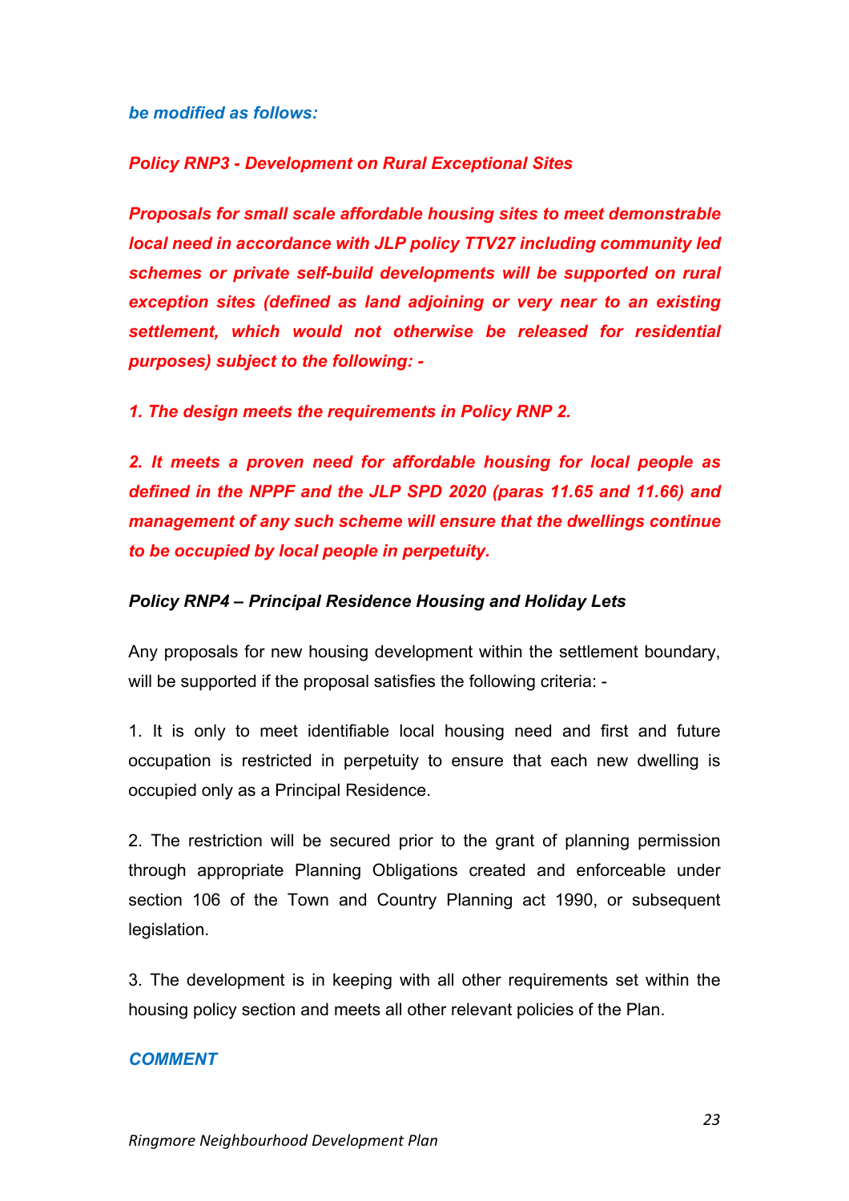***be modified as follows:***

***Policy RNP3 - Development on Rural Exceptional Sites***

***Proposals for small scale affordable housing sites to meet demonstrable local need in accordance with JLP policy TTV27 including community led schemes or private self-build developments will be supported on rural exception sites (defined as land adjoining or very near to an existing settlement, which would not otherwise be released for residential purposes) subject to the following: -***

***1. The design meets the requirements in Policy RNP 2.***

***2. It meets a proven need for affordable housing for local people as defined in the NPPF and the JLP SPD 2020 (paras 11.65 and 11.66) and management of any such scheme will ensure that the dwellings continue to be occupied by local people in perpetuity.***

***Policy RNP4 – Principal Residence Housing and Holiday Lets***

Any proposals for new housing development within the settlement boundary, will be supported if the proposal satisfies the following criteria: -

1. It is only to meet identifiable local housing need and first and future occupation is restricted in perpetuity to ensure that each new dwelling is occupied only as a Principal Residence.

2. The restriction will be secured prior to the grant of planning permission through appropriate Planning Obligations created and enforceable under section 106 of the Town and Country Planning act 1990, or subsequent legislation.

3. The development is in keeping with all other requirements set within the housing policy section and meets all other relevant policies of the Plan.

***COMMENT***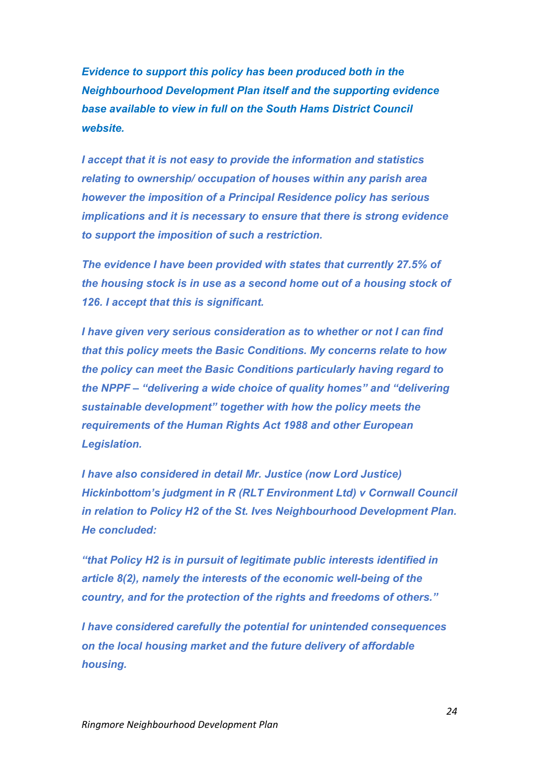*Evidence to support this policy has been produced both in the Neighbourhood Development Plan itself and the supporting evidence base available to view in full on the South Hams District Council website.*

*I accept that it is not easy to provide the information and statistics relating to ownership/ occupation of houses within any parish area however the imposition of a Principal Residence policy has serious implications and it is necessary to ensure that there is strong evidence to support the imposition of such a restriction.*

*The evidence I have been provided with states that currently 27.5% of the housing stock is in use as a second home out of a housing stock of 126. I accept that this is significant.*

*I have given very serious consideration as to whether or not I can find that this policy meets the Basic Conditions. My concerns relate to how the policy can meet the Basic Conditions particularly having regard to the NPPF – "delivering a wide choice of quality homes" and "delivering sustainable development" together with how the policy meets the requirements of the Human Rights Act 1988 and other European Legislation.*

*I have also considered in detail Mr. Justice (now Lord Justice) Hickinbottom's judgment in R (RLT Environment Ltd) v Cornwall Council in relation to Policy H2 of the St. Ives Neighbourhood Development Plan. He concluded:*

*"that Policy H2 is in pursuit of legitimate public interests identified in article 8(2), namely the interests of the economic well-being of the country, and for the protection of the rights and freedoms of others."*

*I have considered carefully the potential for unintended consequences on the local housing market and the future delivery of affordable housing.*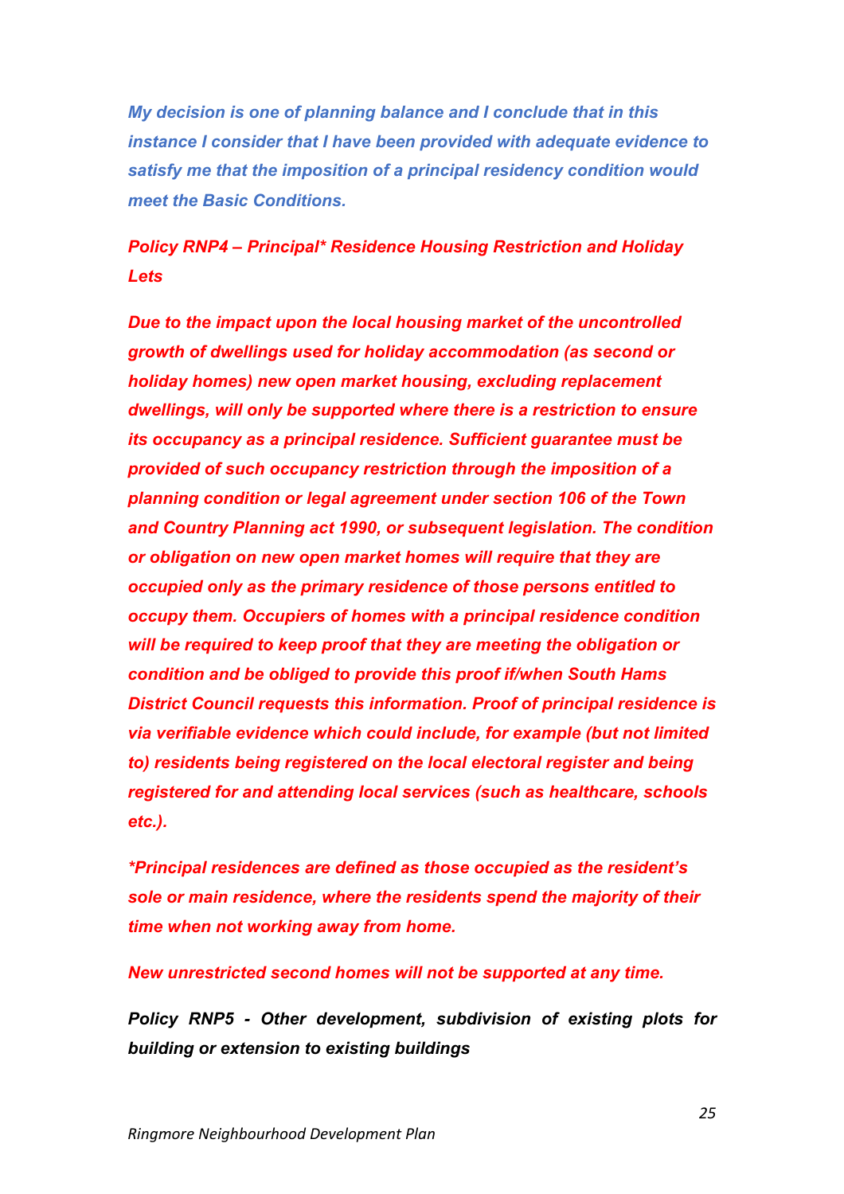***My decision is one of planning balance and I conclude that in this instance I consider that I have been provided with adequate evidence to satisfy me that the imposition of a principal residency condition would meet the Basic Conditions.***

***Policy RNP4 – Principal* Residence Housing Restriction and Holiday Lets***

***Due to the impact upon the local housing market of the uncontrolled growth of dwellings used for holiday accommodation (as second or holiday homes) new open market housing, excluding replacement dwellings, will only be supported where there is a restriction to ensure its occupancy as a principal residence. Sufficient guarantee must be provided of such occupancy restriction through the imposition of a planning condition or legal agreement under section 106 of the Town and Country Planning act 1990, or subsequent legislation. The condition or obligation on new open market homes will require that they are occupied only as the primary residence of those persons entitled to occupy them. Occupiers of homes with a principal residence condition will be required to keep proof that they are meeting the obligation or condition and be obliged to provide this proof if/when South Hams District Council requests this information. Proof of principal residence is via verifiable evidence which could include, for example (but not limited to) residents being registered on the local electoral register and being registered for and attending local services (such as healthcare, schools etc.).***

***\*Principal residences are defined as those occupied as the resident's sole or main residence, where the residents spend the majority of their time when not working away from home.***

***New unrestricted second homes will not be supported at any time.***

***Policy RNP5 - Other development, subdivision of existing plots for building or extension to existing buildings***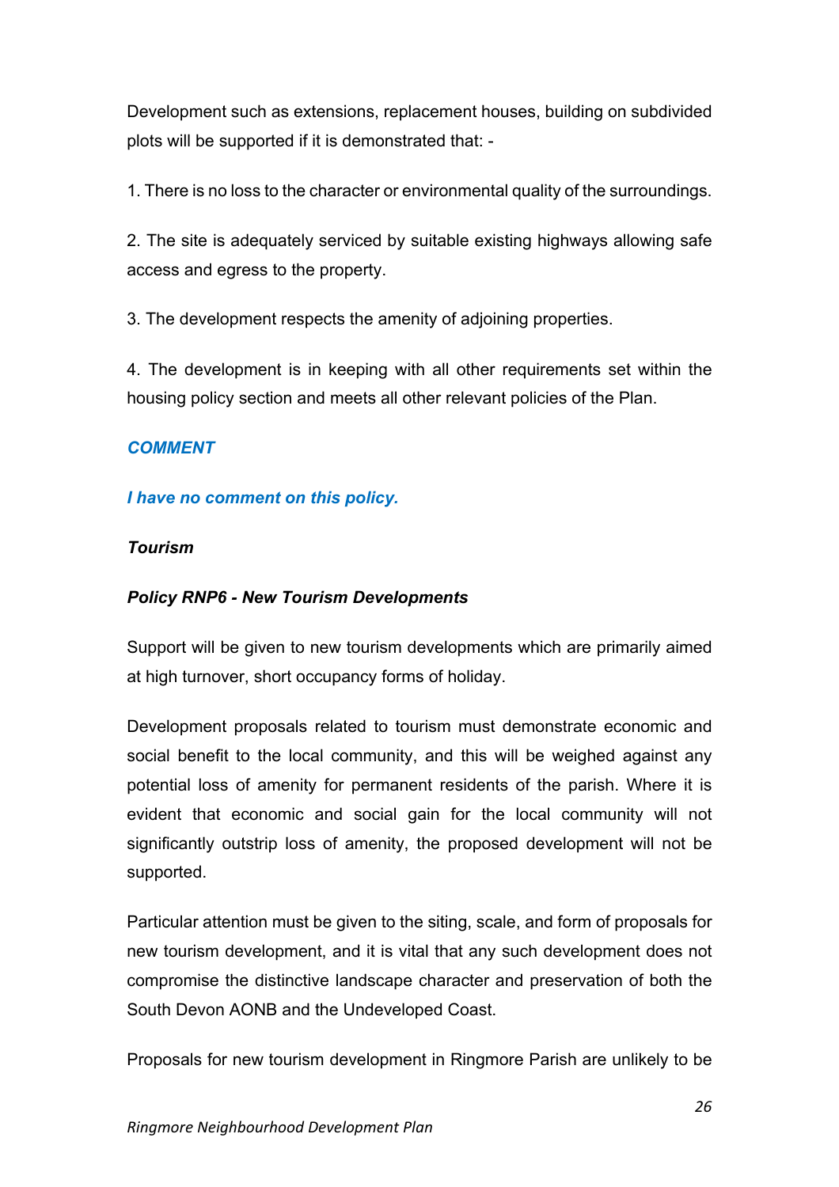Development such as extensions, replacement houses, building on subdivided plots will be supported if it is demonstrated that: -

1. There is no loss to the character or environmental quality of the surroundings.

2. The site is adequately serviced by suitable existing highways allowing safe access and egress to the property.

3. The development respects the amenity of adjoining properties.

4. The development is in keeping with all other requirements set within the housing policy section and meets all other relevant policies of the Plan.

***COMMENT***

***I have no comment on this policy.***

***Tourism***

***Policy RNP6 - New Tourism Developments***

Support will be given to new tourism developments which are primarily aimed at high turnover, short occupancy forms of holiday.

Development proposals related to tourism must demonstrate economic and social benefit to the local community, and this will be weighed against any potential loss of amenity for permanent residents of the parish. Where it is evident that economic and social gain for the local community will not significantly outstrip loss of amenity, the proposed development will not be supported.

Particular attention must be given to the siting, scale, and form of proposals for new tourism development, and it is vital that any such development does not compromise the distinctive landscape character and preservation of both the South Devon AONB and the Undeveloped Coast.

Proposals for new tourism development in Ringmore Parish are unlikely to be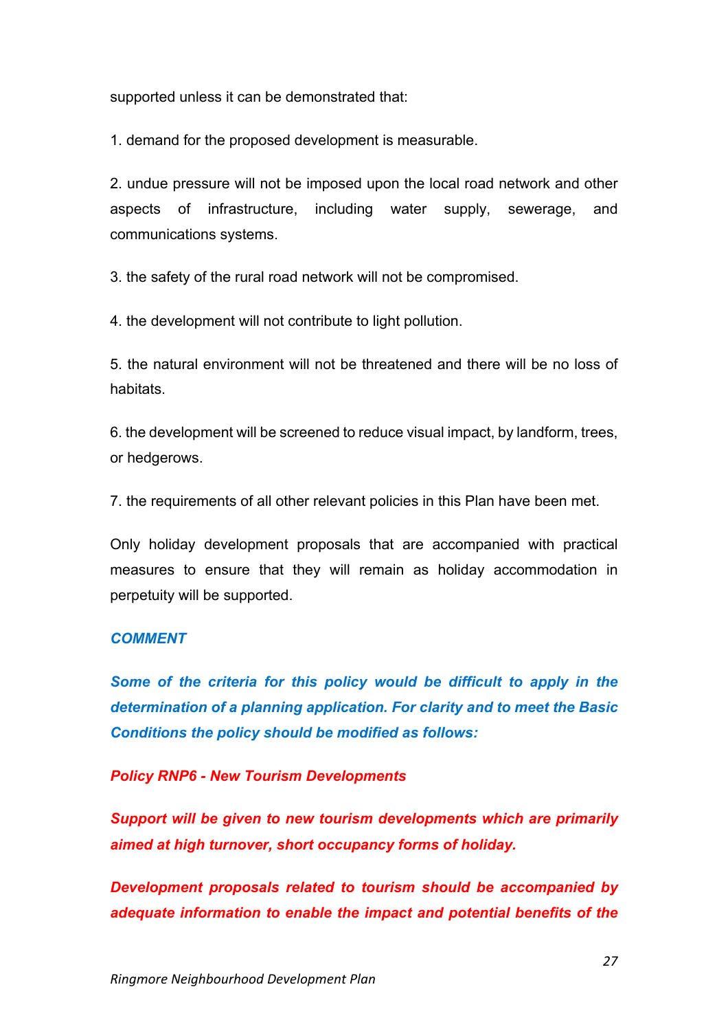supported unless it can be demonstrated that:

1. demand for the proposed development is measurable.

2. undue pressure will not be imposed upon the local road network and other aspects of infrastructure, including water supply, sewerage, and communications systems.

3. the safety of the rural road network will not be compromised.

4. the development will not contribute to light pollution.

5. the natural environment will not be threatened and there will be no loss of habitats.

6. the development will be screened to reduce visual impact, by landform, trees, or hedgerows.

7. the requirements of all other relevant policies in this Plan have been met.

Only holiday development proposals that are accompanied with practical measures to ensure that they will remain as holiday accommodation in perpetuity will be supported.

***COMMENT***

***Some of the criteria for this policy would be difficult to apply in the determination of a planning application. For clarity and to meet the Basic Conditions the policy should be modified as follows:***

***Policy RNP6 - New Tourism Developments***

***Support will be given to new tourism developments which are primarily aimed at high turnover, short occupancy forms of holiday.***

***Development proposals related to tourism should be accompanied by adequate information to enable the impact and potential benefits of the***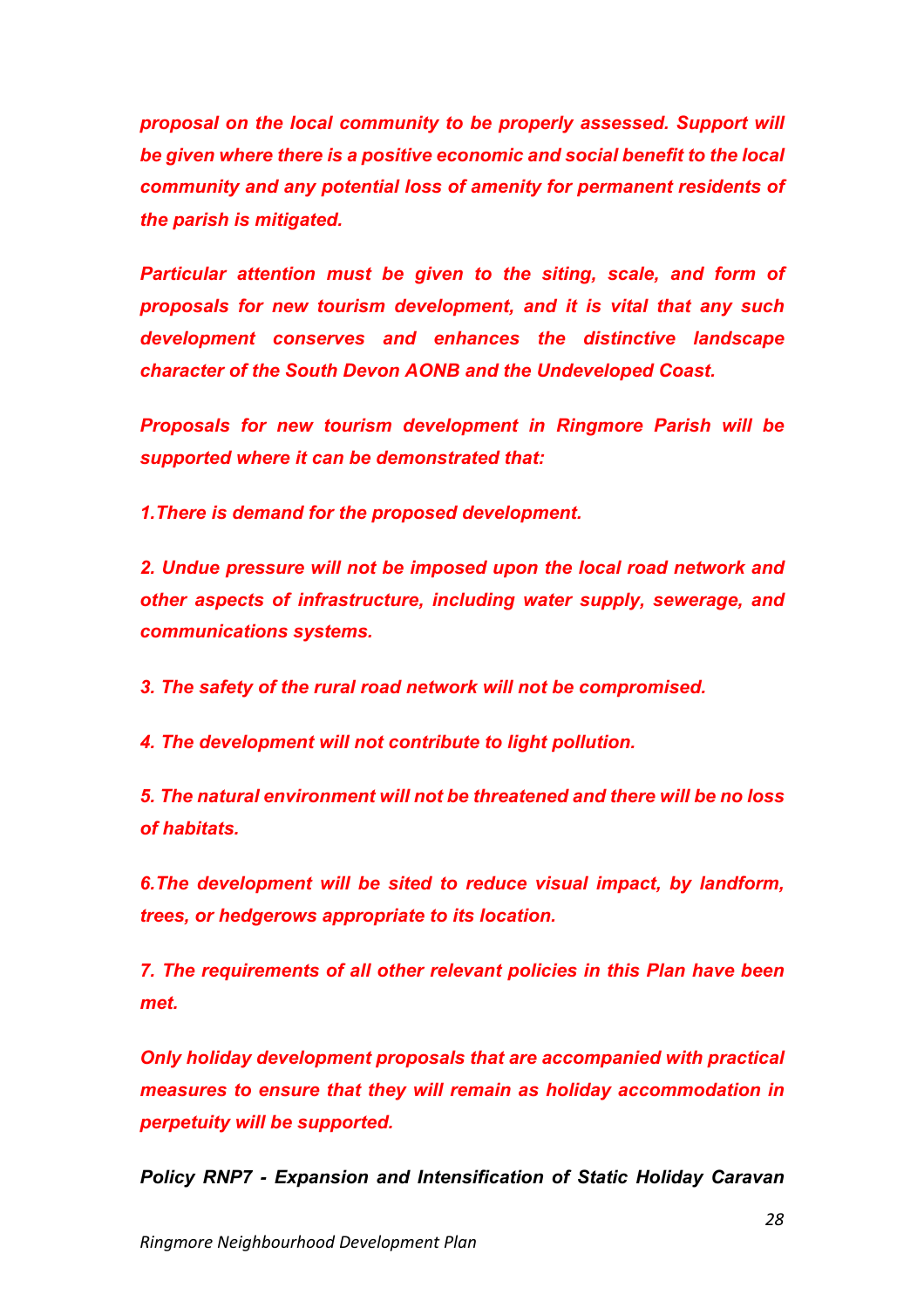***proposal on the local community to be properly assessed. Support will be given where there is a positive economic and social benefit to the local community and any potential loss of amenity for permanent residents of the parish is mitigated.***

***Particular attention must be given to the siting, scale, and form of proposals for new tourism development, and it is vital that any such development conserves and enhances the distinctive landscape character of the South Devon AONB and the Undeveloped Coast.***

***Proposals for new tourism development in Ringmore Parish will be supported where it can be demonstrated that:***

***1.There is demand for the proposed development.***

***2. Undue pressure will not be imposed upon the local road network and other aspects of infrastructure, including water supply, sewerage, and communications systems.***

***3. The safety of the rural road network will not be compromised.***

***4. The development will not contribute to light pollution.***

***5. The natural environment will not be threatened and there will be no loss of habitats.***

***6.The development will be sited to reduce visual impact, by landform, trees, or hedgerows appropriate to its location.***

***7. The requirements of all other relevant policies in this Plan have been met.***

***Only holiday development proposals that are accompanied with practical measures to ensure that they will remain as holiday accommodation in perpetuity will be supported.***

***Policy RNP7 - Expansion and Intensification of Static Holiday Caravan***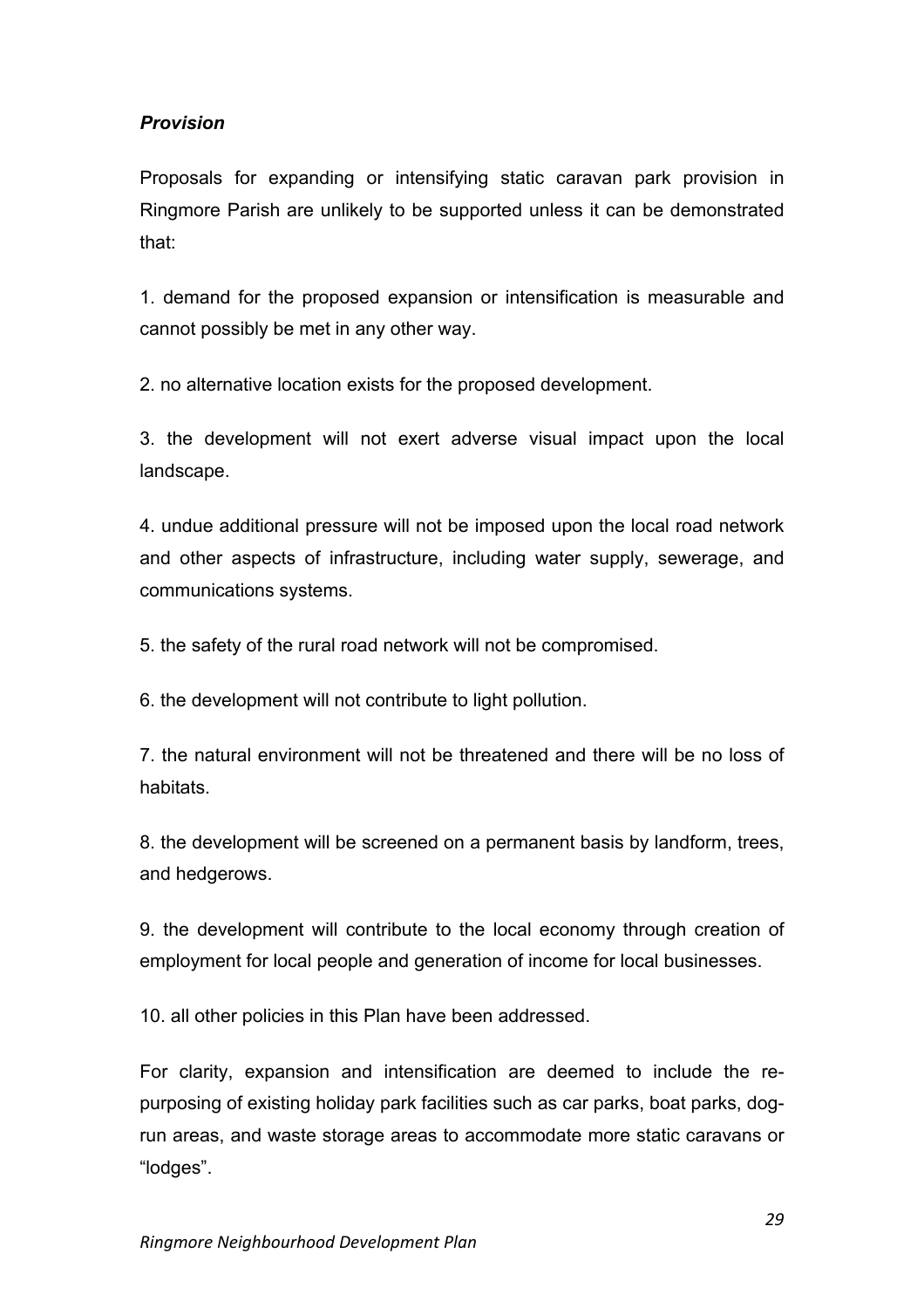***Provision***

Proposals for expanding or intensifying static caravan park provision in Ringmore Parish are unlikely to be supported unless it can be demonstrated that:

1. demand for the proposed expansion or intensification is measurable and cannot possibly be met in any other way.

2. no alternative location exists for the proposed development.

3. the development will not exert adverse visual impact upon the local landscape.

4. undue additional pressure will not be imposed upon the local road network and other aspects of infrastructure, including water supply, sewerage, and communications systems.

5. the safety of the rural road network will not be compromised.

6. the development will not contribute to light pollution.

7. the natural environment will not be threatened and there will be no loss of habitats.

8. the development will be screened on a permanent basis by landform, trees, and hedgerows.

9. the development will contribute to the local economy through creation of employment for local people and generation of income for local businesses.

10. all other policies in this Plan have been addressed.

For clarity, expansion and intensification are deemed to include the re-purposing of existing holiday park facilities such as car parks, boat parks, dog-run areas, and waste storage areas to accommodate more static caravans or "lodges".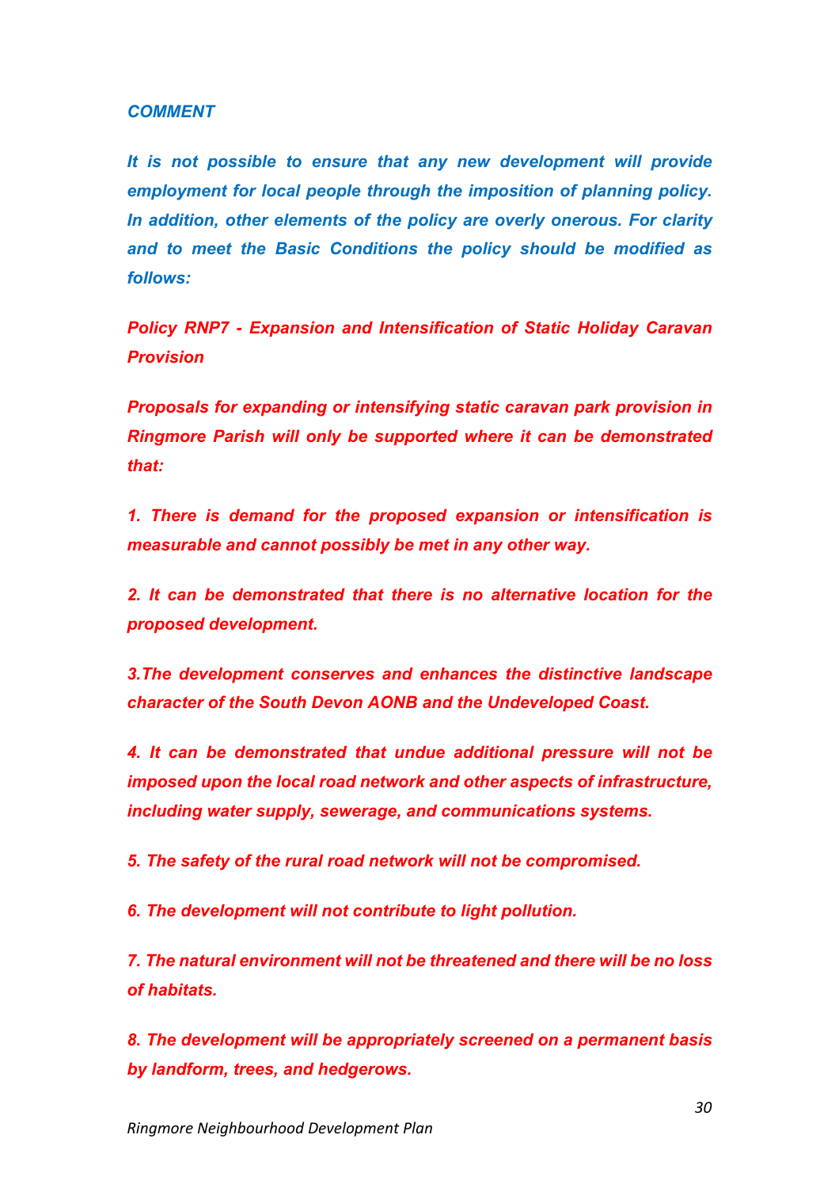***COMMENT***

***It is not possible to ensure that any new development will provide employment for local people through the imposition of planning policy. In addition, other elements of the policy are overly onerous. For clarity and to meet the Basic Conditions the policy should be modified as follows:***

***Policy RNP7 - Expansion and Intensification of Static Holiday Caravan Provision***

***Proposals for expanding or intensifying static caravan park provision in Ringmore Parish will only be supported where it can be demonstrated that:***

***1. There is demand for the proposed expansion or intensification is measurable and cannot possibly be met in any other way.***

***2. It can be demonstrated that there is no alternative location for the proposed development.***

***3.The development conserves and enhances the distinctive landscape character of the South Devon AONB and the Undeveloped Coast.***

***4. It can be demonstrated that undue additional pressure will not be imposed upon the local road network and other aspects of infrastructure, including water supply, sewerage, and communications systems.***

***5. The safety of the rural road network will not be compromised.***

***6. The development will not contribute to light pollution.***

***7. The natural environment will not be threatened and there will be no loss of habitats.***

***8. The development will be appropriately screened on a permanent basis by landform, trees, and hedgerows.***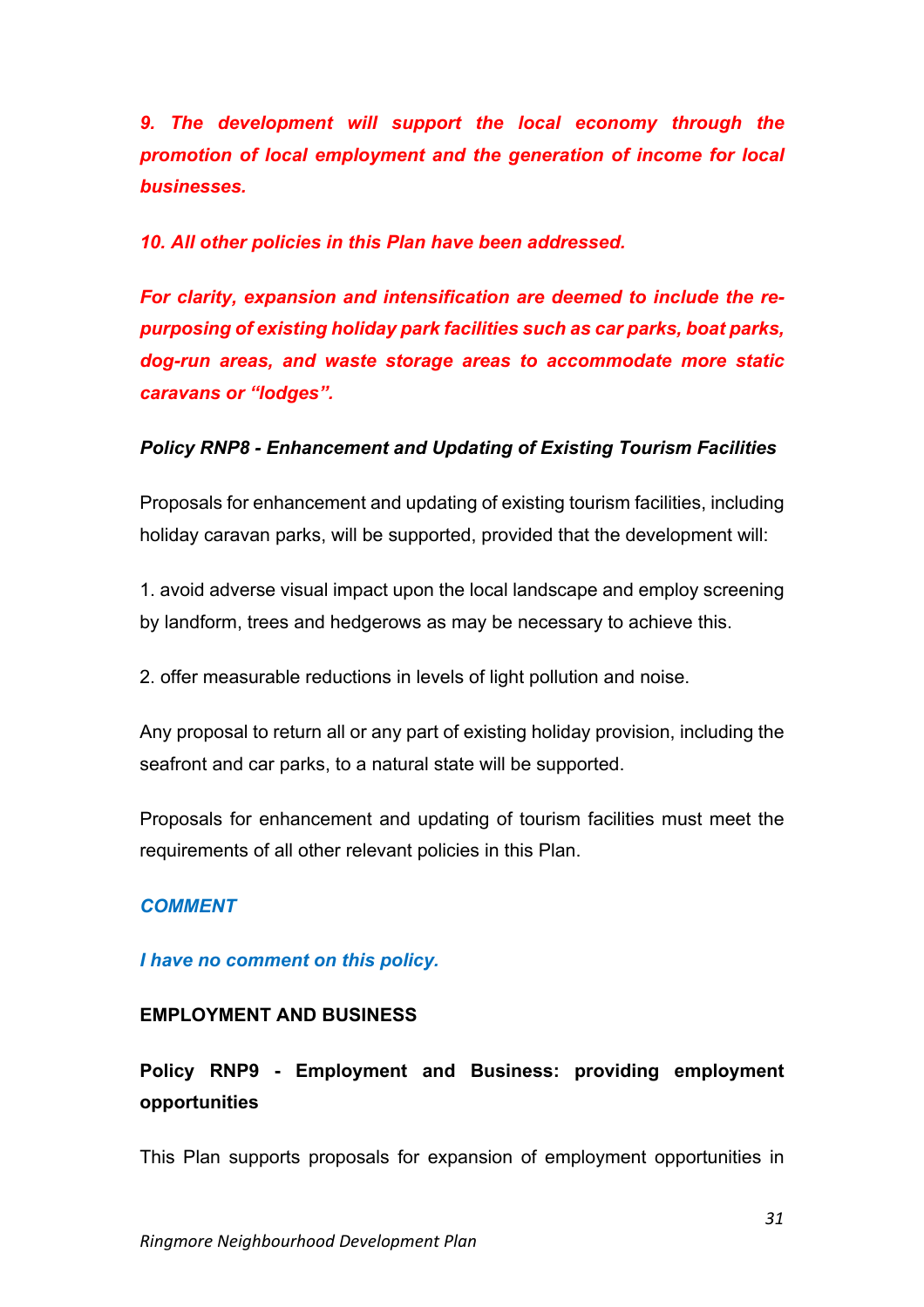***9. The development will support the local economy through the promotion of local employment and the generation of income for local businesses.***

***10. All other policies in this Plan have been addressed.***

***For clarity, expansion and intensification are deemed to include the re-purposing of existing holiday park facilities such as car parks, boat parks, dog-run areas, and waste storage areas to accommodate more static caravans or "lodges".***

***Policy RNP8 - Enhancement and Updating of Existing Tourism Facilities***

Proposals for enhancement and updating of existing tourism facilities, including holiday caravan parks, will be supported, provided that the development will:

1. avoid adverse visual impact upon the local landscape and employ screening by landform, trees and hedgerows as may be necessary to achieve this.

2. offer measurable reductions in levels of light pollution and noise.

Any proposal to return all or any part of existing holiday provision, including the seafront and car parks, to a natural state will be supported.

Proposals for enhancement and updating of tourism facilities must meet the requirements of all other relevant policies in this Plan.

***COMMENT***

***I have no comment on this policy.***

**EMPLOYMENT AND BUSINESS**

**Policy RNP9 - Employment and Business: providing employment opportunities**

This Plan supports proposals for expansion of employment opportunities in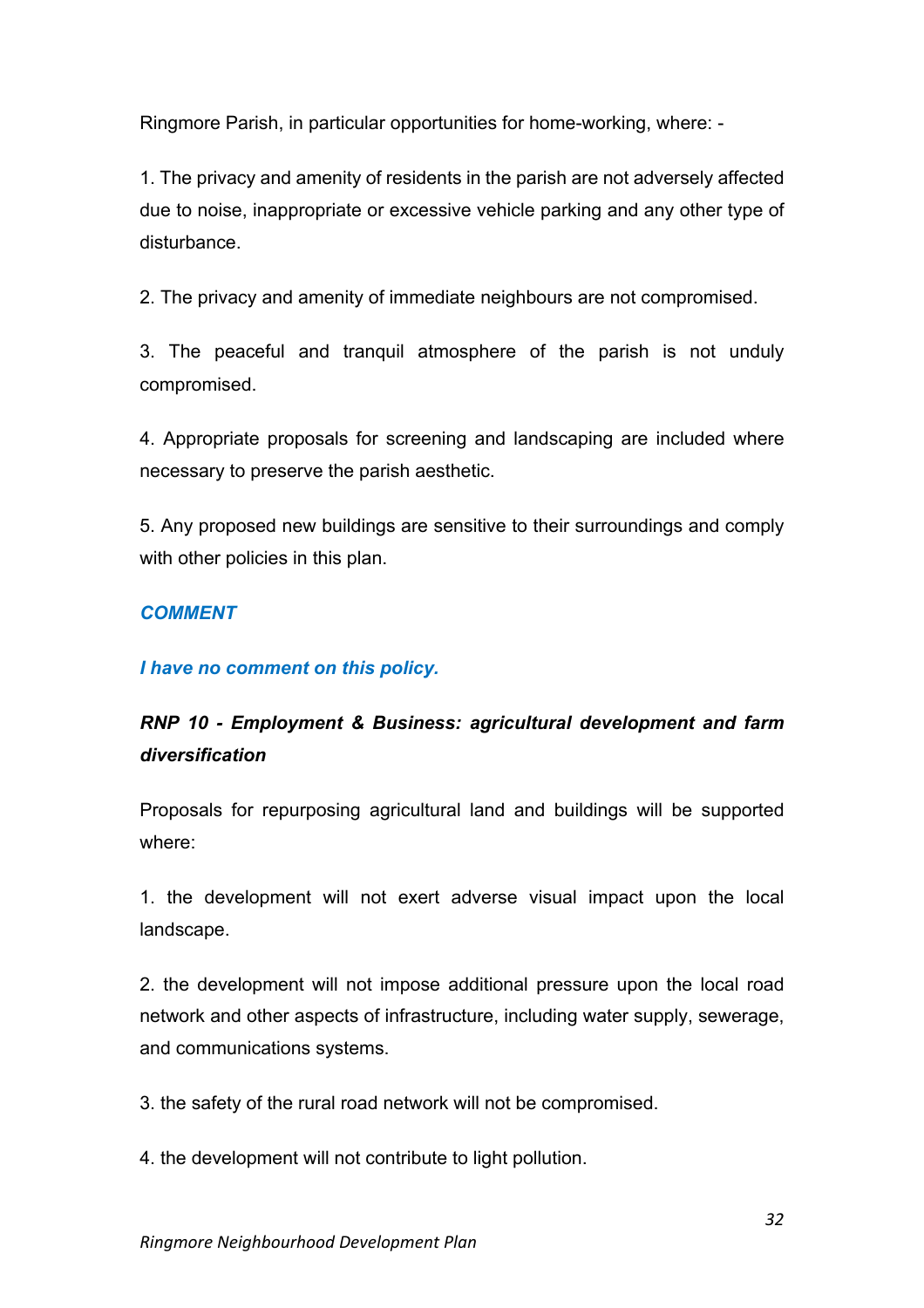Ringmore Parish, in particular opportunities for home-working, where: -

1. The privacy and amenity of residents in the parish are not adversely affected due to noise, inappropriate or excessive vehicle parking and any other type of disturbance.

2. The privacy and amenity of immediate neighbours are not compromised.

3. The peaceful and tranquil atmosphere of the parish is not unduly compromised.

4. Appropriate proposals for screening and landscaping are included where necessary to preserve the parish aesthetic.

5. Any proposed new buildings are sensitive to their surroundings and comply with other policies in this plan.

***COMMENT***

***I have no comment on this policy.***

***RNP 10 - Employment & Business: agricultural development and farm diversification***

Proposals for repurposing agricultural land and buildings will be supported where:

1. the development will not exert adverse visual impact upon the local landscape.

2. the development will not impose additional pressure upon the local road network and other aspects of infrastructure, including water supply, sewerage, and communications systems.

3. the safety of the rural road network will not be compromised.

4. the development will not contribute to light pollution.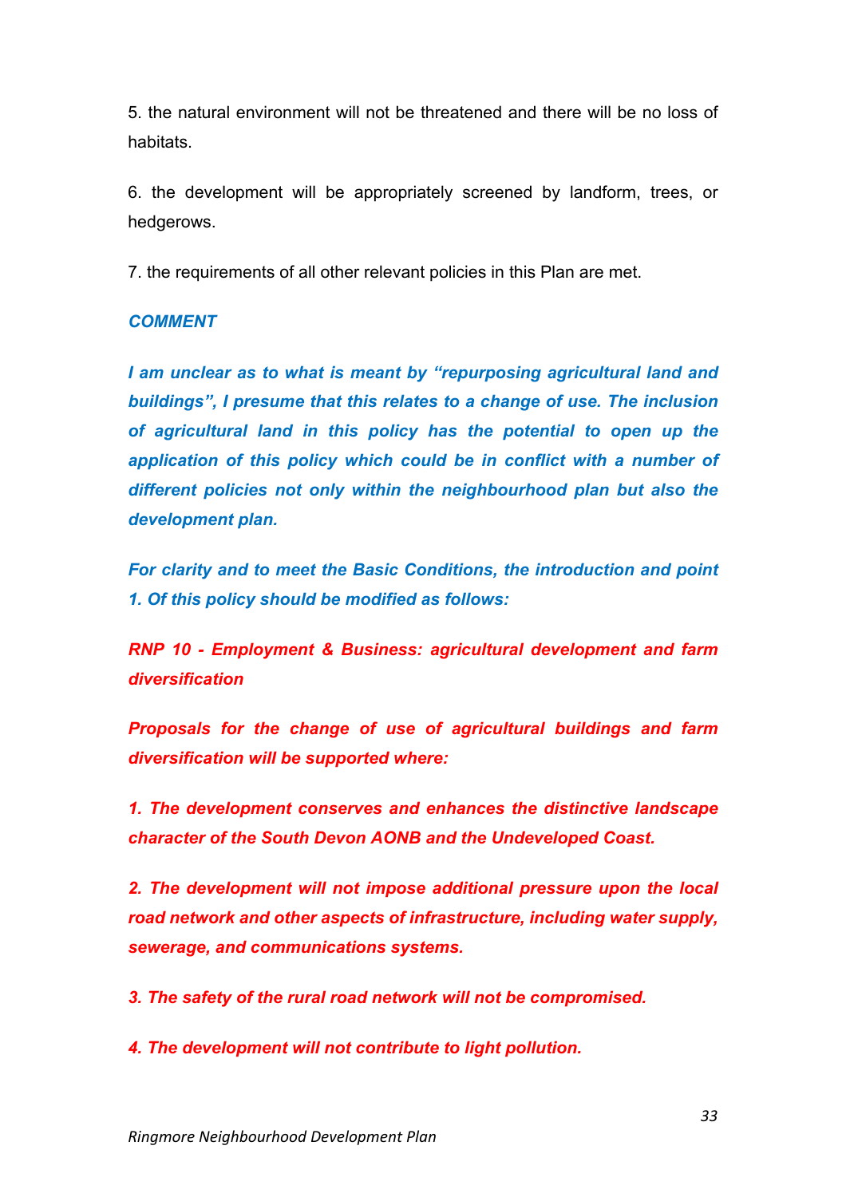5. the natural environment will not be threatened and there will be no loss of habitats.

6. the development will be appropriately screened by landform, trees, or hedgerows.

7. the requirements of all other relevant policies in this Plan are met.

***COMMENT***

***I am unclear as to what is meant by "repurposing agricultural land and buildings", I presume that this relates to a change of use. The inclusion of agricultural land in this policy has the potential to open up the application of this policy which could be in conflict with a number of different policies not only within the neighbourhood plan but also the development plan.***

***For clarity and to meet the Basic Conditions, the introduction and point 1. Of this policy should be modified as follows:***

***RNP 10 - Employment & Business: agricultural development and farm diversification***

***Proposals for the change of use of agricultural buildings and farm diversification will be supported where:***

***1. The development conserves and enhances the distinctive landscape character of the South Devon AONB and the Undeveloped Coast.***

***2. The development will not impose additional pressure upon the local road network and other aspects of infrastructure, including water supply, sewerage, and communications systems.***

***3. The safety of the rural road network will not be compromised.***

***4. The development will not contribute to light pollution.***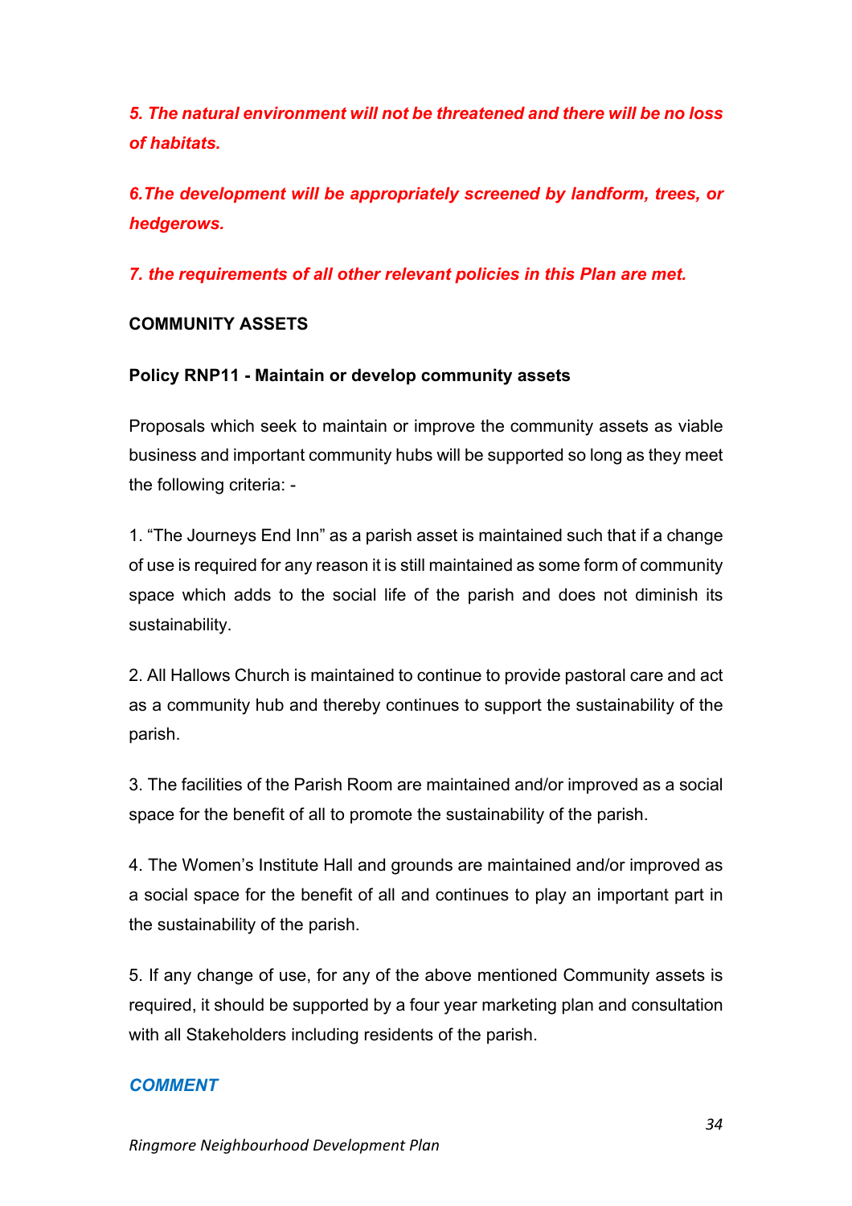***5. The natural environment will not be threatened and there will be no loss of habitats.***

***6.The development will be appropriately screened by landform, trees, or hedgerows.***

***7. the requirements of all other relevant policies in this Plan are met.***

## COMMUNITY ASSETS

### Policy RNP11 - Maintain or develop community assets

Proposals which seek to maintain or improve the community assets as viable business and important community hubs will be supported so long as they meet the following criteria: -

1. "The Journeys End Inn" as a parish asset is maintained such that if a change of use is required for any reason it is still maintained as some form of community space which adds to the social life of the parish and does not diminish its sustainability.

2. All Hallows Church is maintained to continue to provide pastoral care and act as a community hub and thereby continues to support the sustainability of the parish.

3. The facilities of the Parish Room are maintained and/or improved as a social space for the benefit of all to promote the sustainability of the parish.

4. The Women's Institute Hall and grounds are maintained and/or improved as a social space for the benefit of all and continues to play an important part in the sustainability of the parish.

5. If any change of use, for any of the above mentioned Community assets is required, it should be supported by a four year marketing plan and consultation with all Stakeholders including residents of the parish.

***COMMENT***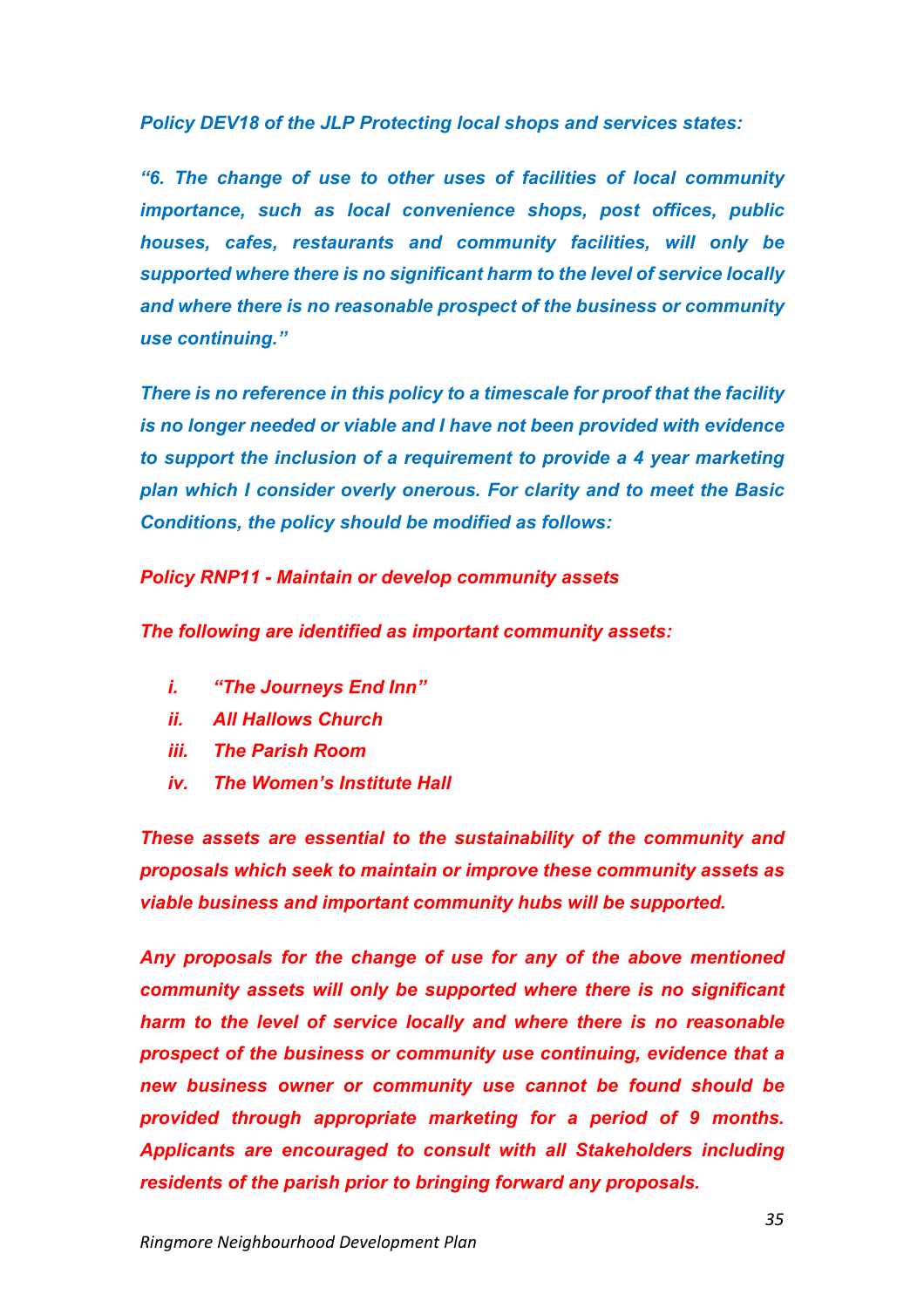***Policy DEV18 of the JLP Protecting local shops and services states:***

***"6. The change of use to other uses of facilities of local community importance, such as local convenience shops, post offices, public houses, cafes, restaurants and community facilities, will only be supported where there is no significant harm to the level of service locally and where there is no reasonable prospect of the business or community use continuing."***

***There is no reference in this policy to a timescale for proof that the facility is no longer needed or viable and I have not been provided with evidence to support the inclusion of a requirement to provide a 4 year marketing plan which I consider overly onerous. For clarity and to meet the Basic Conditions, the policy should be modified as follows:***

***Policy RNP11 - Maintain or develop community assets***

***The following are identified as important community assets:***

- ***i. "The Journeys End Inn"***
- ***ii. All Hallows Church***
- ***iii. The Parish Room***
- ***iv. The Women's Institute Hall***

***These assets are essential to the sustainability of the community and proposals which seek to maintain or improve these community assets as viable business and important community hubs will be supported.***

***Any proposals for the change of use for any of the above mentioned community assets will only be supported where there is no significant harm to the level of service locally and where there is no reasonable prospect of the business or community use continuing, evidence that a new business owner or community use cannot be found should be provided through appropriate marketing for a period of 9 months. Applicants are encouraged to consult with all Stakeholders including residents of the parish prior to bringing forward any proposals.***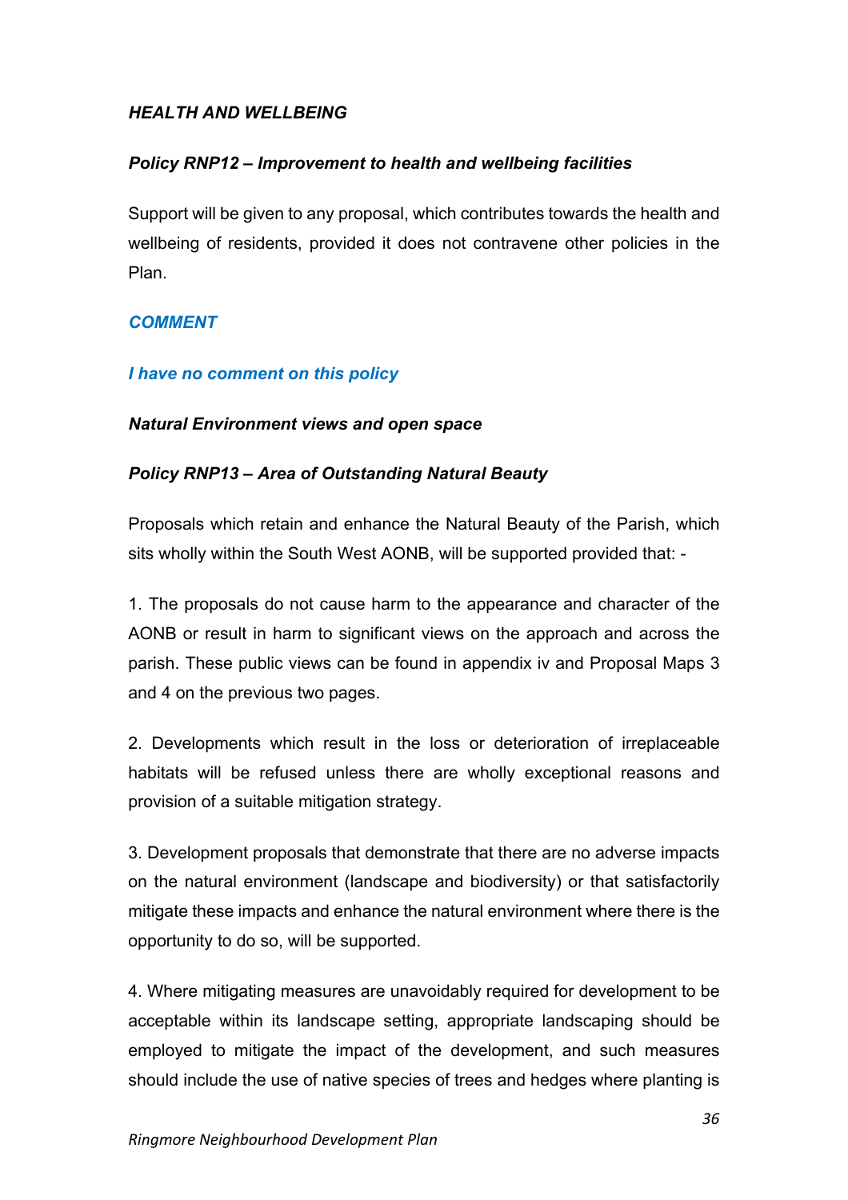### *HEALTH AND WELLBEING*

#### *Policy RNP12 – Improvement to health and wellbeing facilities*

Support will be given to any proposal, which contributes towards the health and wellbeing of residents, provided it does not contravene other policies in the Plan.

***COMMENT***

***I have no comment on this policy***

### *Natural Environment views and open space*

#### *Policy RNP13 – Area of Outstanding Natural Beauty*

Proposals which retain and enhance the Natural Beauty of the Parish, which sits wholly within the South West AONB, will be supported provided that: -

1. The proposals do not cause harm to the appearance and character of the AONB or result in harm to significant views on the approach and across the parish. These public views can be found in appendix iv and Proposal Maps 3 and 4 on the previous two pages.

2. Developments which result in the loss or deterioration of irreplaceable habitats will be refused unless there are wholly exceptional reasons and provision of a suitable mitigation strategy.

3. Development proposals that demonstrate that there are no adverse impacts on the natural environment (landscape and biodiversity) or that satisfactorily mitigate these impacts and enhance the natural environment where there is the opportunity to do so, will be supported.

4. Where mitigating measures are unavoidably required for development to be acceptable within its landscape setting, appropriate landscaping should be employed to mitigate the impact of the development, and such measures should include the use of native species of trees and hedges where planting is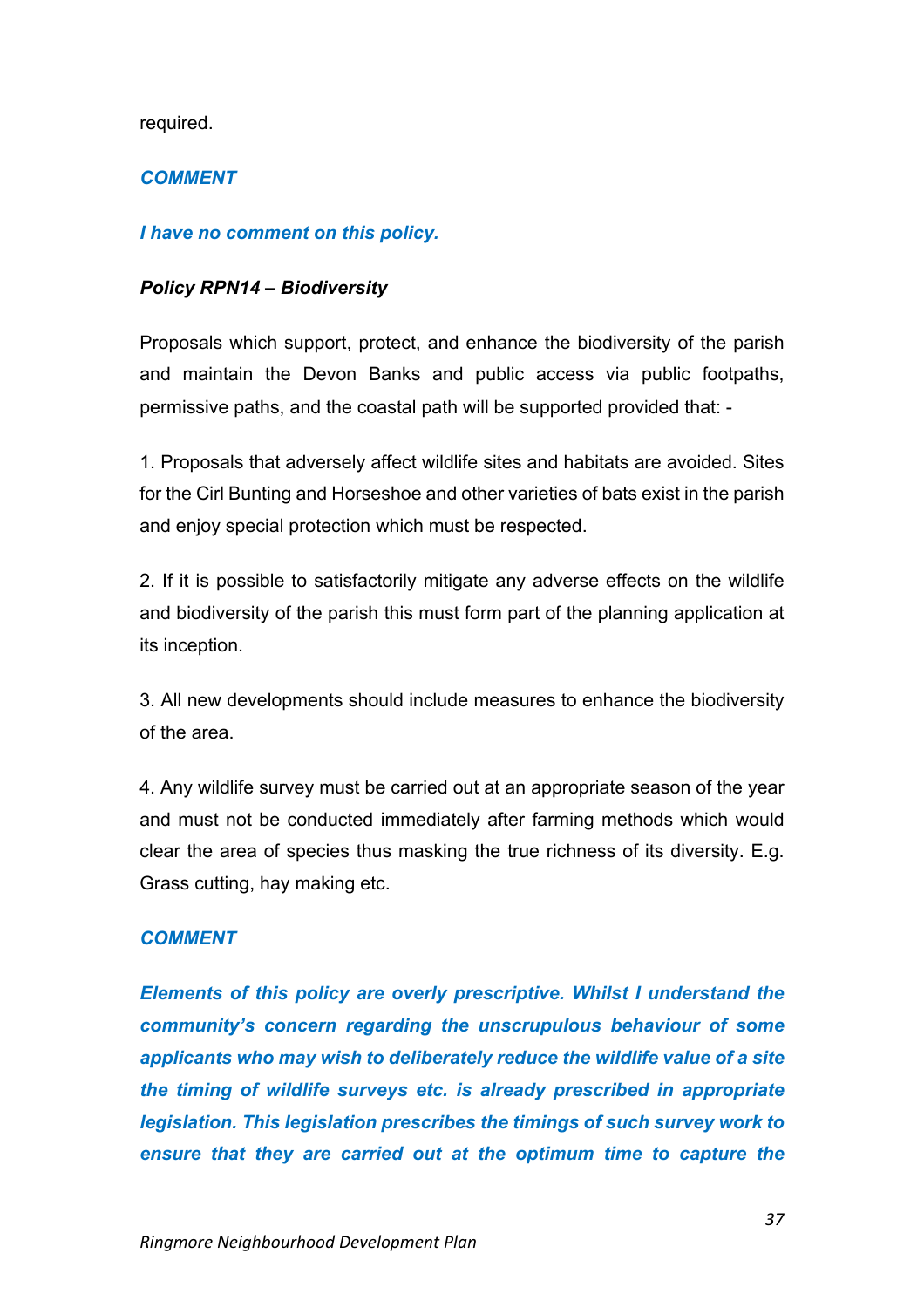required.

***COMMENT***

***I have no comment on this policy.***

***Policy RPN14 – Biodiversity***

Proposals which support, protect, and enhance the biodiversity of the parish and maintain the Devon Banks and public access via public footpaths, permissive paths, and the coastal path will be supported provided that: -

1. Proposals that adversely affect wildlife sites and habitats are avoided. Sites for the Cirl Bunting and Horseshoe and other varieties of bats exist in the parish and enjoy special protection which must be respected.

2. If it is possible to satisfactorily mitigate any adverse effects on the wildlife and biodiversity of the parish this must form part of the planning application at its inception.

3. All new developments should include measures to enhance the biodiversity of the area.

4. Any wildlife survey must be carried out at an appropriate season of the year and must not be conducted immediately after farming methods which would clear the area of species thus masking the true richness of its diversity. E.g. Grass cutting, hay making etc.

***COMMENT***

***Elements of this policy are overly prescriptive. Whilst I understand the community's concern regarding the unscrupulous behaviour of some applicants who may wish to deliberately reduce the wildlife value of a site the timing of wildlife surveys etc. is already prescribed in appropriate legislation. This legislation prescribes the timings of such survey work to ensure that they are carried out at the optimum time to capture the***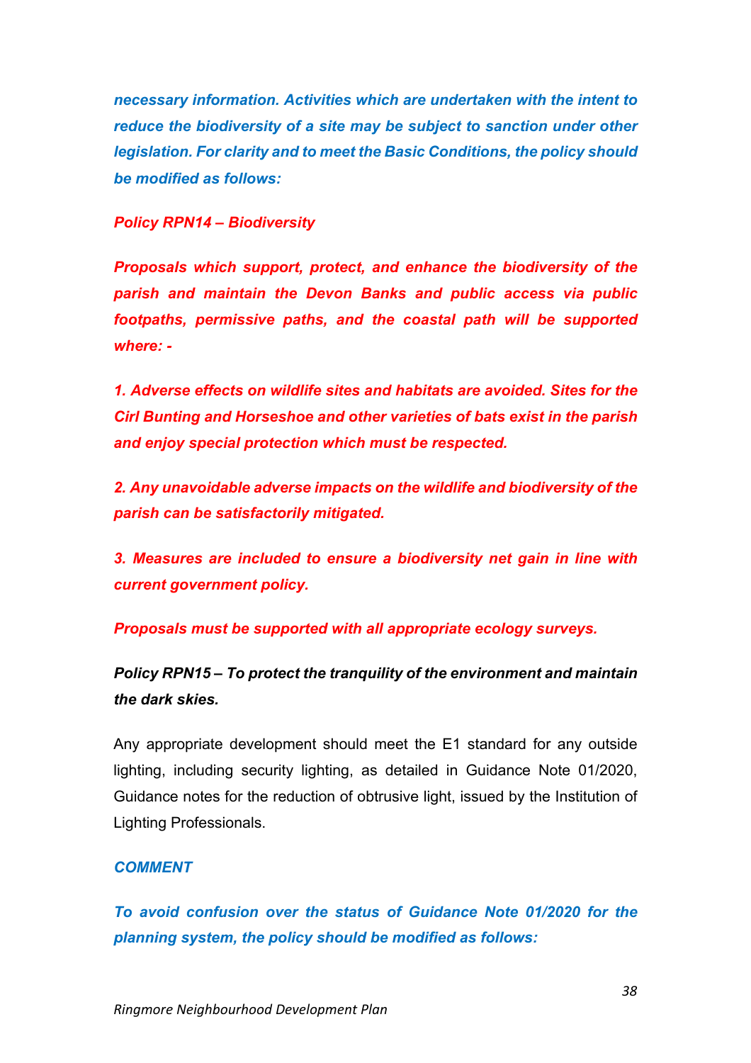***necessary information. Activities which are undertaken with the intent to reduce the biodiversity of a site may be subject to sanction under other legislation. For clarity and to meet the Basic Conditions, the policy should be modified as follows:***

***Policy RPN14 – Biodiversity***

***Proposals which support, protect, and enhance the biodiversity of the parish and maintain the Devon Banks and public access via public footpaths, permissive paths, and the coastal path will be supported where: -***

***1. Adverse effects on wildlife sites and habitats are avoided. Sites for the Cirl Bunting and Horseshoe and other varieties of bats exist in the parish and enjoy special protection which must be respected.***

***2. Any unavoidable adverse impacts on the wildlife and biodiversity of the parish can be satisfactorily mitigated.***

***3. Measures are included to ensure a biodiversity net gain in line with current government policy.***

***Proposals must be supported with all appropriate ecology surveys.***

***Policy RPN15 – To protect the tranquility of the environment and maintain the dark skies.***

Any appropriate development should meet the E1 standard for any outside lighting, including security lighting, as detailed in Guidance Note 01/2020, Guidance notes for the reduction of obtrusive light, issued by the Institution of Lighting Professionals.

***COMMENT***

***To avoid confusion over the status of Guidance Note 01/2020 for the planning system, the policy should be modified as follows:***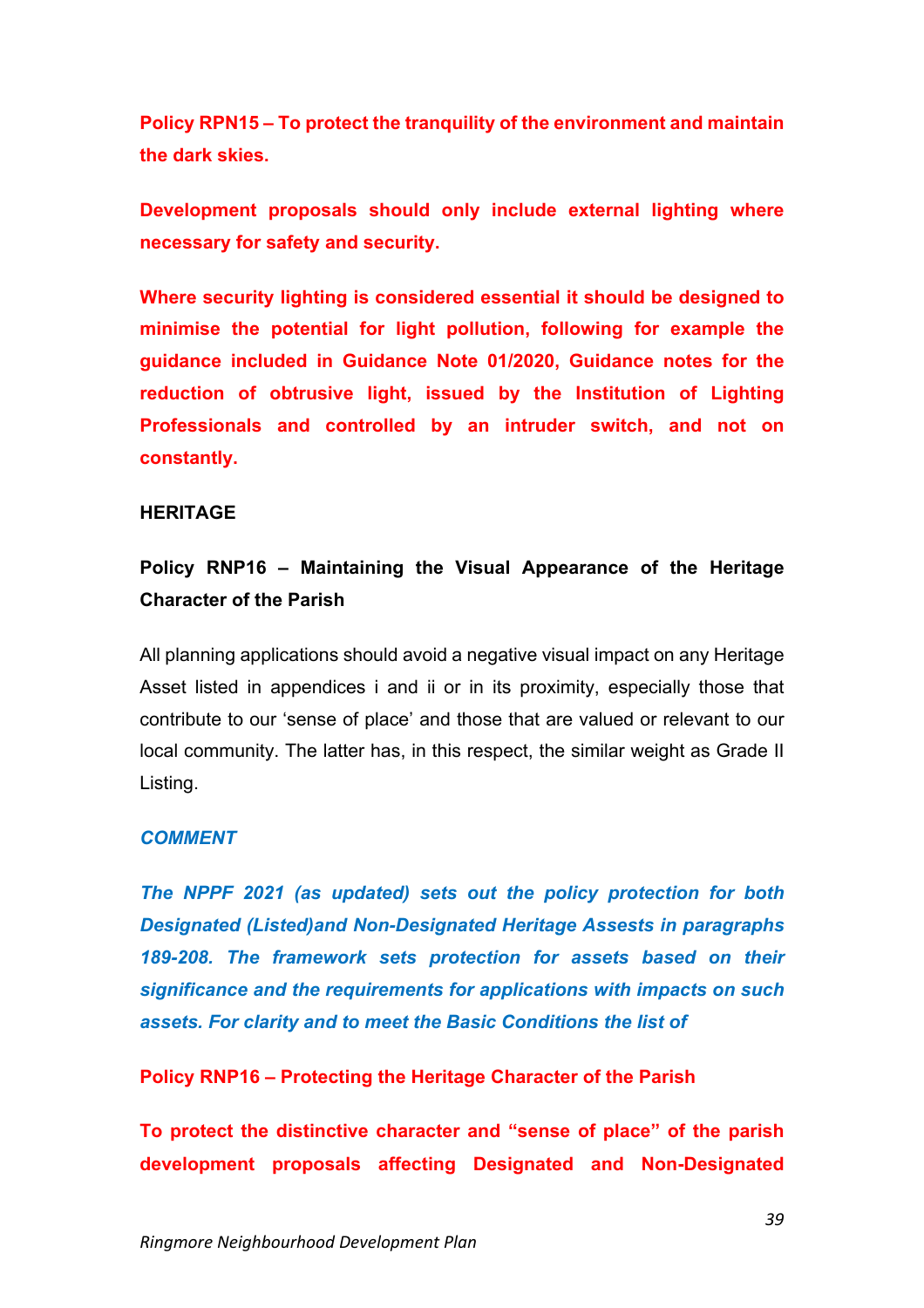**Policy RPN15 – To protect the tranquility of the environment and maintain the dark skies.**

**Development proposals should only include external lighting where necessary for safety and security.**

**Where security lighting is considered essential it should be designed to minimise the potential for light pollution, following for example the guidance included in Guidance Note 01/2020, Guidance notes for the reduction of obtrusive light, issued by the Institution of Lighting Professionals and controlled by an intruder switch, and not on constantly.**

**HERITAGE**

**Policy RNP16 – Maintaining the Visual Appearance of the Heritage Character of the Parish**

All planning applications should avoid a negative visual impact on any Heritage Asset listed in appendices i and ii or in its proximity, especially those that contribute to our 'sense of place' and those that are valued or relevant to our local community. The latter has, in this respect, the similar weight as Grade II Listing.

***COMMENT***

***The NPPF 2021 (as updated) sets out the policy protection for both Designated (Listed)and Non-Designated Heritage Assests in paragraphs 189-208. The framework sets protection for assets based on their significance and the requirements for applications with impacts on such assets. For clarity and to meet the Basic Conditions the list of***

**Policy RNP16 – Protecting the Heritage Character of the Parish**

**To protect the distinctive character and "sense of place" of the parish development proposals affecting Designated and Non-Designated**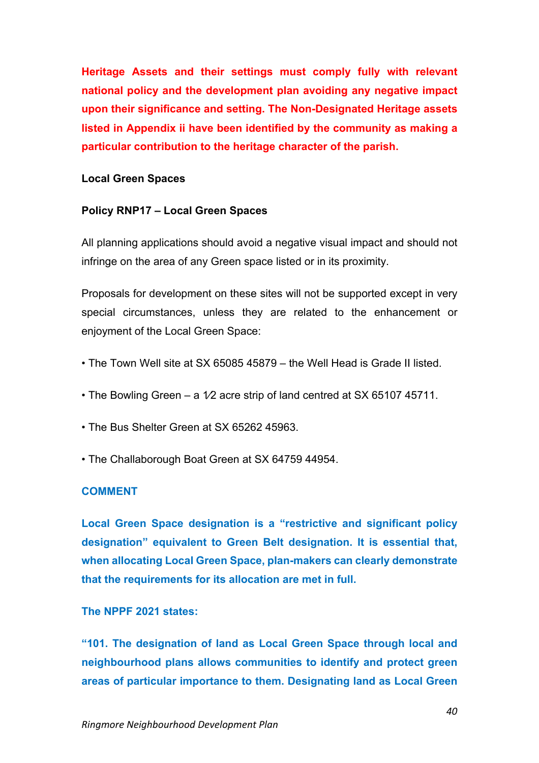**Heritage Assets and their settings must comply fully with relevant national policy and the development plan avoiding any negative impact upon their significance and setting. The Non-Designated Heritage assets listed in Appendix ii have been identified by the community as making a particular contribution to the heritage character of the parish.**

**Local Green Spaces**

**Policy RNP17 – Local Green Spaces**

All planning applications should avoid a negative visual impact and should not infringe on the area of any Green space listed or in its proximity.

Proposals for development on these sites will not be supported except in very special circumstances, unless they are related to the enhancement or enjoyment of the Local Green Space:

- The Town Well site at SX 65085 45879 – the Well Head is Grade II listed.
- The Bowling Green – a 1⁄2 acre strip of land centred at SX 65107 45711.
- The Bus Shelter Green at SX 65262 45963.
- The Challaborough Boat Green at SX 64759 44954.

**COMMENT**

**Local Green Space designation is a "restrictive and significant policy designation" equivalent to Green Belt designation. It is essential that, when allocating Local Green Space, plan-makers can clearly demonstrate that the requirements for its allocation are met in full.**

**The NPPF 2021 states:**

**"101. The designation of land as Local Green Space through local and neighbourhood plans allows communities to identify and protect green areas of particular importance to them. Designating land as Local Green**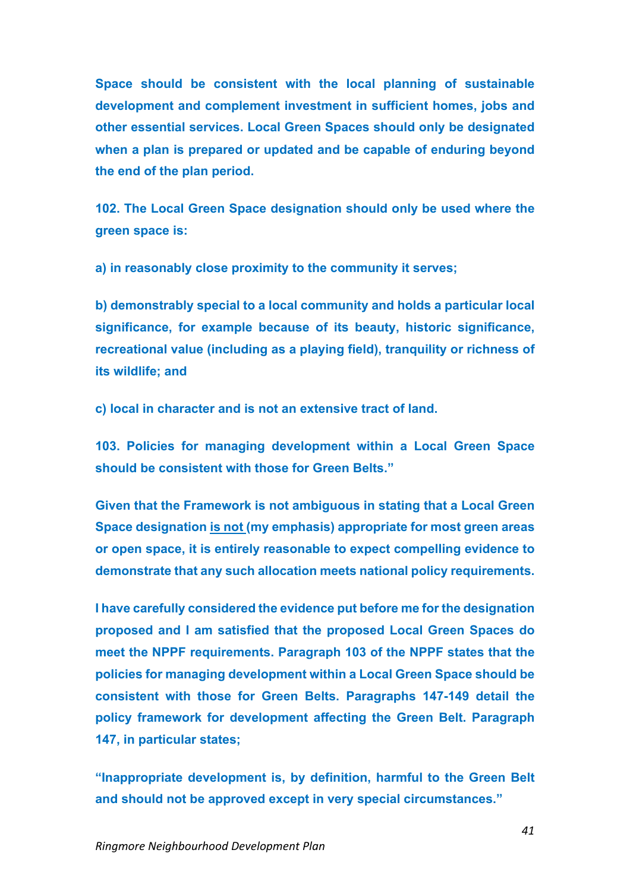**Space should be consistent with the local planning of sustainable development and complement investment in sufficient homes, jobs and other essential services. Local Green Spaces should only be designated when a plan is prepared or updated and be capable of enduring beyond the end of the plan period.**

**102. The Local Green Space designation should only be used where the green space is:**

**a) in reasonably close proximity to the community it serves;**

**b) demonstrably special to a local community and holds a particular local significance, for example because of its beauty, historic significance, recreational value (including as a playing field), tranquility or richness of its wildlife; and**

**c) local in character and is not an extensive tract of land.**

**103. Policies for managing development within a Local Green Space should be consistent with those for Green Belts."**

**Given that the Framework is not ambiguous in stating that a Local Green Space designation <u>is not</u> (my emphasis) appropriate for most green areas or open space, it is entirely reasonable to expect compelling evidence to demonstrate that any such allocation meets national policy requirements.**

**I have carefully considered the evidence put before me for the designation proposed and I am satisfied that the proposed Local Green Spaces do meet the NPPF requirements. Paragraph 103 of the NPPF states that the policies for managing development within a Local Green Space should be consistent with those for Green Belts. Paragraphs 147-149 detail the policy framework for development affecting the Green Belt. Paragraph 147, in particular states;**

**"Inappropriate development is, by definition, harmful to the Green Belt and should not be approved except in very special circumstances."**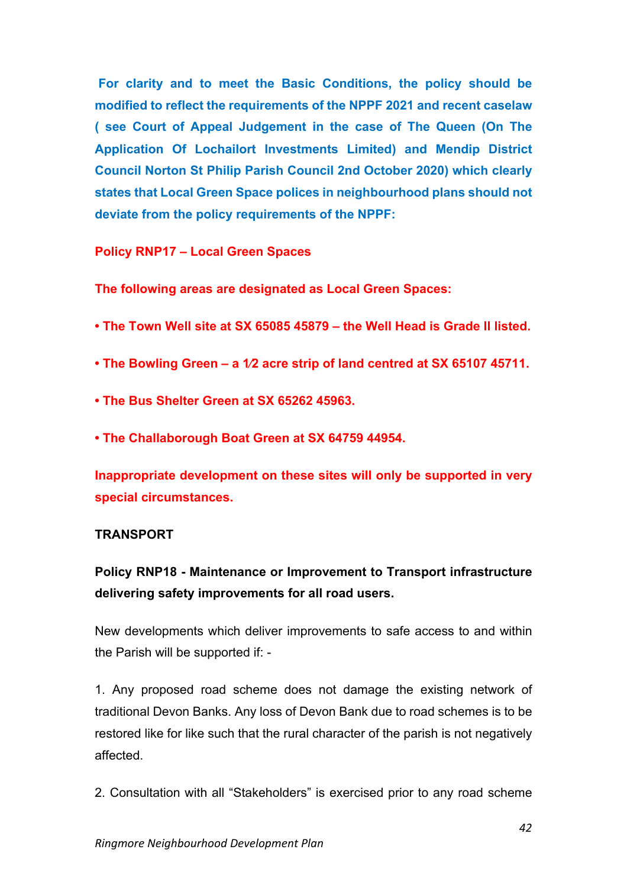**For clarity and to meet the Basic Conditions, the policy should be modified to reflect the requirements of the NPPF 2021 and recent caselaw ( see Court of Appeal Judgement in the case of The Queen (On The Application Of Lochailort Investments Limited) and Mendip District Council Norton St Philip Parish Council 2nd October 2020) which clearly states that Local Green Space polices in neighbourhood plans should not deviate from the policy requirements of the NPPF:**

**Policy RNP17 – Local Green Spaces**

**The following areas are designated as Local Green Spaces:**

- **The Town Well site at SX 65085 45879 – the Well Head is Grade II listed.**
- **The Bowling Green – a 1⁄2 acre strip of land centred at SX 65107 45711.**
- **The Bus Shelter Green at SX 65262 45963.**
- **The Challaborough Boat Green at SX 64759 44954.**

**Inappropriate development on these sites will only be supported in very special circumstances.**

**TRANSPORT**

**Policy RNP18 - Maintenance or Improvement to Transport infrastructure delivering safety improvements for all road users.**

New developments which deliver improvements to safe access to and within the Parish will be supported if: -

1. Any proposed road scheme does not damage the existing network of traditional Devon Banks. Any loss of Devon Bank due to road schemes is to be restored like for like such that the rural character of the parish is not negatively affected.

2. Consultation with all "Stakeholders" is exercised prior to any road scheme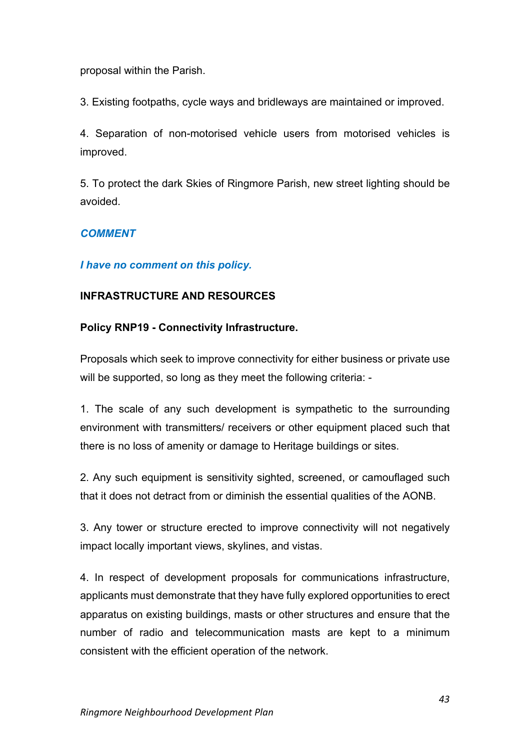proposal within the Parish.

3. Existing footpaths, cycle ways and bridleways are maintained or improved.

4. Separation of non-motorised vehicle users from motorised vehicles is improved.

5. To protect the dark Skies of Ringmore Parish, new street lighting should be avoided.

***COMMENT***

***I have no comment on this policy.***

**INFRASTRUCTURE AND RESOURCES**

**Policy RNP19 - Connectivity Infrastructure.**

Proposals which seek to improve connectivity for either business or private use will be supported, so long as they meet the following criteria: -

1. The scale of any such development is sympathetic to the surrounding environment with transmitters/ receivers or other equipment placed such that there is no loss of amenity or damage to Heritage buildings or sites.

2. Any such equipment is sensitivity sighted, screened, or camouflaged such that it does not detract from or diminish the essential qualities of the AONB.

3. Any tower or structure erected to improve connectivity will not negatively impact locally important views, skylines, and vistas.

4. In respect of development proposals for communications infrastructure, applicants must demonstrate that they have fully explored opportunities to erect apparatus on existing buildings, masts or other structures and ensure that the number of radio and telecommunication masts are kept to a minimum consistent with the efficient operation of the network.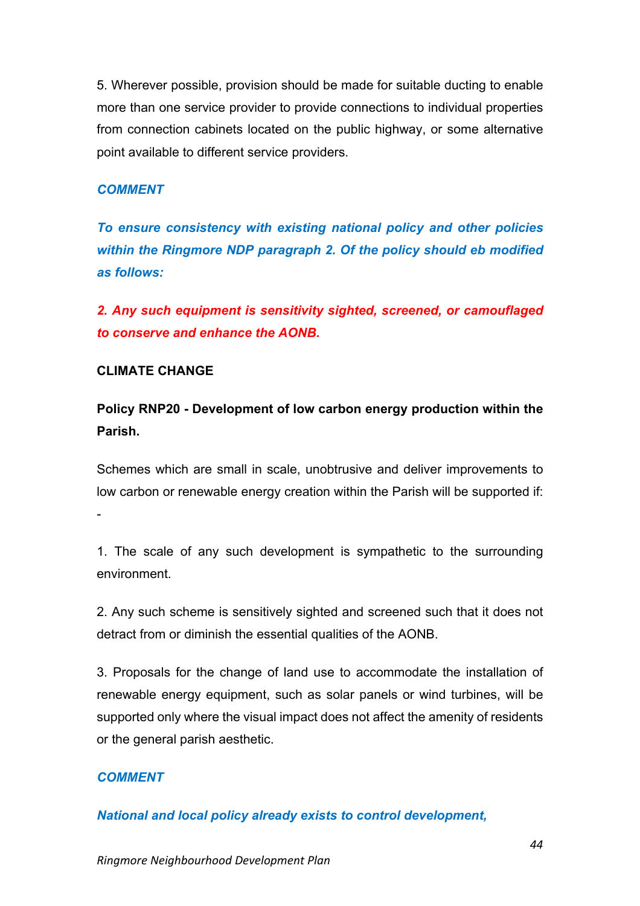5. Wherever possible, provision should be made for suitable ducting to enable more than one service provider to provide connections to individual properties from connection cabinets located on the public highway, or some alternative point available to different service providers.

***COMMENT***

***To ensure consistency with existing national policy and other policies within the Ringmore NDP paragraph 2. Of the policy should eb modified as follows:***

***2. Any such equipment is sensitivity sighted, screened, or camouflaged to conserve and enhance the AONB.***

**CLIMATE CHANGE**

**Policy RNP20 - Development of low carbon energy production within the Parish.**

Schemes which are small in scale, unobtrusive and deliver improvements to low carbon or renewable energy creation within the Parish will be supported if: -

1. The scale of any such development is sympathetic to the surrounding environment.

2. Any such scheme is sensitively sighted and screened such that it does not detract from or diminish the essential qualities of the AONB.

3. Proposals for the change of land use to accommodate the installation of renewable energy equipment, such as solar panels or wind turbines, will be supported only where the visual impact does not affect the amenity of residents or the general parish aesthetic.

***COMMENT***

***National and local policy already exists to control development,***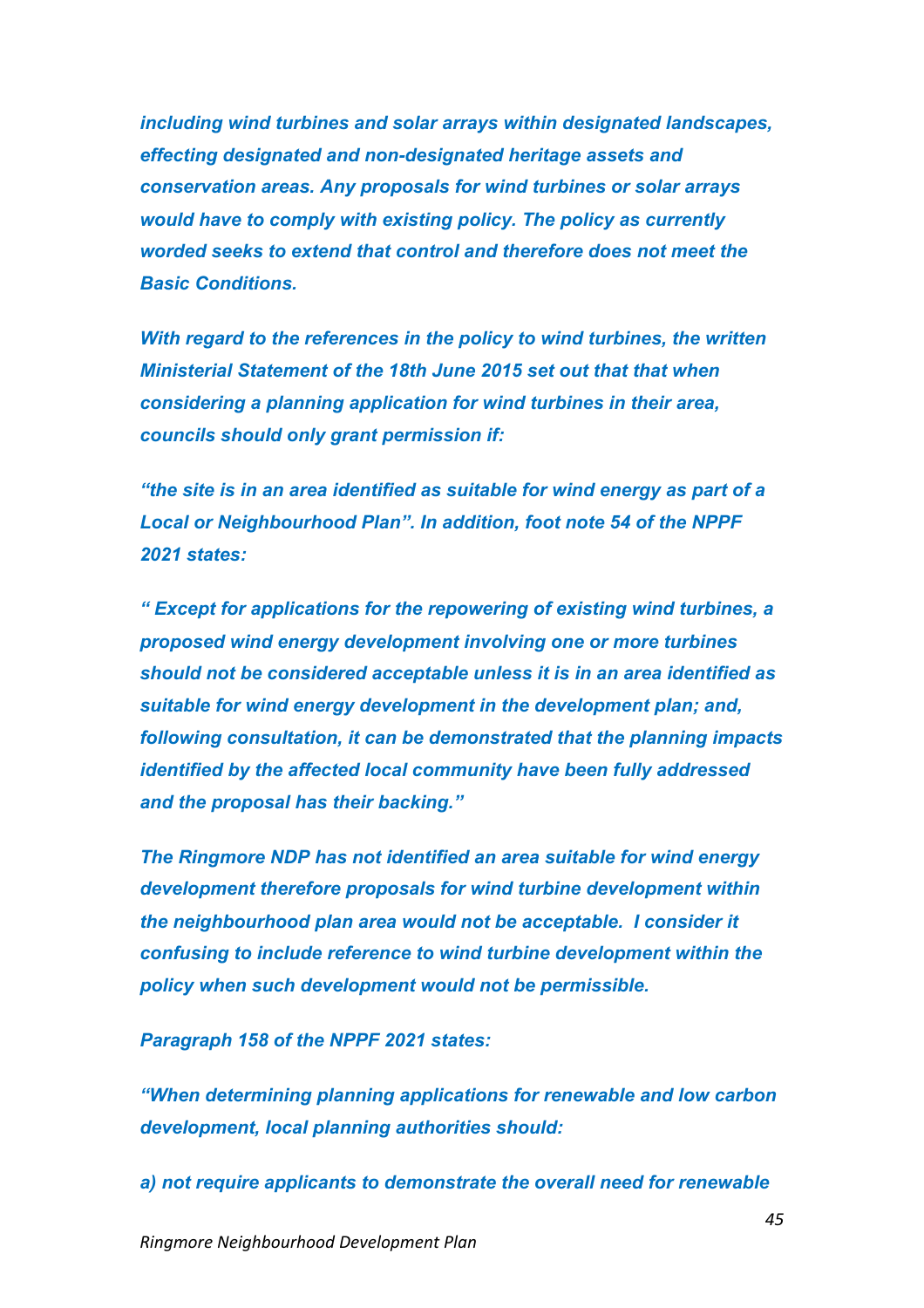***including wind turbines and solar arrays within designated landscapes, effecting designated and non-designated heritage assets and conservation areas. Any proposals for wind turbines or solar arrays would have to comply with existing policy. The policy as currently worded seeks to extend that control and therefore does not meet the Basic Conditions.***

***With regard to the references in the policy to wind turbines, the written Ministerial Statement of the 18th June 2015 set out that that when considering a planning application for wind turbines in their area, councils should only grant permission if:***

***"the site is in an area identified as suitable for wind energy as part of a Local or Neighbourhood Plan". In addition, foot note 54 of the NPPF 2021 states:***

***" Except for applications for the repowering of existing wind turbines, a proposed wind energy development involving one or more turbines should not be considered acceptable unless it is in an area identified as suitable for wind energy development in the development plan; and, following consultation, it can be demonstrated that the planning impacts identified by the affected local community have been fully addressed and the proposal has their backing."***

***The Ringmore NDP has not identified an area suitable for wind energy development therefore proposals for wind turbine development within the neighbourhood plan area would not be acceptable. I consider it confusing to include reference to wind turbine development within the policy when such development would not be permissible.***

***Paragraph 158 of the NPPF 2021 states:***

***"When determining planning applications for renewable and low carbon development, local planning authorities should:***

***a) not require applicants to demonstrate the overall need for renewable***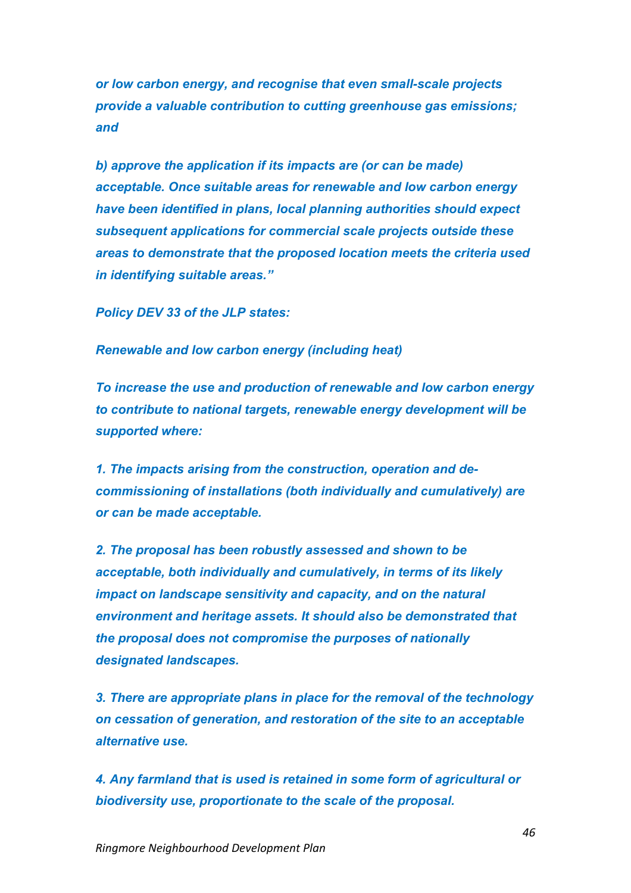*or low carbon energy, and recognise that even small-scale projects provide a valuable contribution to cutting greenhouse gas emissions; and*

*b) approve the application if its impacts are (or can be made) acceptable. Once suitable areas for renewable and low carbon energy have been identified in plans, local planning authorities should expect subsequent applications for commercial scale projects outside these areas to demonstrate that the proposed location meets the criteria used in identifying suitable areas."*

*Policy DEV 33 of the JLP states:*

*Renewable and low carbon energy (including heat)*

*To increase the use and production of renewable and low carbon energy to contribute to national targets, renewable energy development will be supported where:*

*1. The impacts arising from the construction, operation and de-commissioning of installations (both individually and cumulatively) are or can be made acceptable.*

*2. The proposal has been robustly assessed and shown to be acceptable, both individually and cumulatively, in terms of its likely impact on landscape sensitivity and capacity, and on the natural environment and heritage assets. It should also be demonstrated that the proposal does not compromise the purposes of nationally designated landscapes.*

*3. There are appropriate plans in place for the removal of the technology on cessation of generation, and restoration of the site to an acceptable alternative use.*

*4. Any farmland that is used is retained in some form of agricultural or biodiversity use, proportionate to the scale of the proposal.*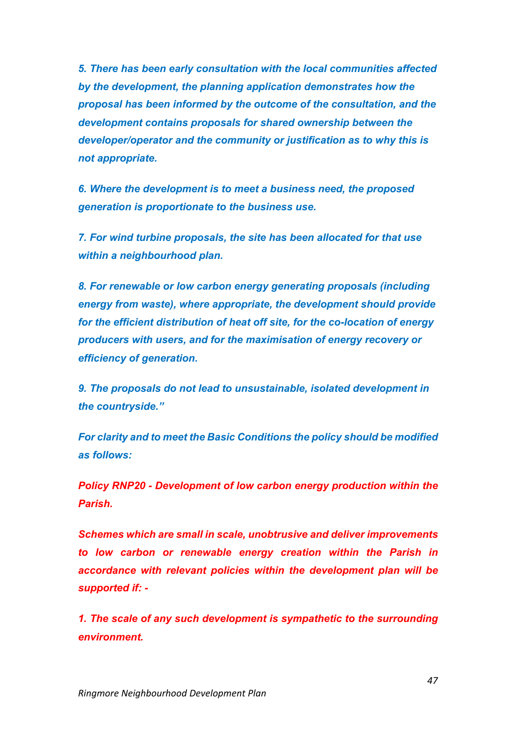***5. There has been early consultation with the local communities affected by the development, the planning application demonstrates how the proposal has been informed by the outcome of the consultation, and the development contains proposals for shared ownership between the developer/operator and the community or justification as to why this is not appropriate.***

***6. Where the development is to meet a business need, the proposed generation is proportionate to the business use.***

***7. For wind turbine proposals, the site has been allocated for that use within a neighbourhood plan.***

***8. For renewable or low carbon energy generating proposals (including energy from waste), where appropriate, the development should provide for the efficient distribution of heat off site, for the co-location of energy producers with users, and for the maximisation of energy recovery or efficiency of generation.***

***9. The proposals do not lead to unsustainable, isolated development in the countryside."***

***For clarity and to meet the Basic Conditions the policy should be modified as follows:***

***Policy RNP20 - Development of low carbon energy production within the Parish.***

***Schemes which are small in scale, unobtrusive and deliver improvements to low carbon or renewable energy creation within the Parish in accordance with relevant policies within the development plan will be supported if: -***

***1. The scale of any such development is sympathetic to the surrounding environment.***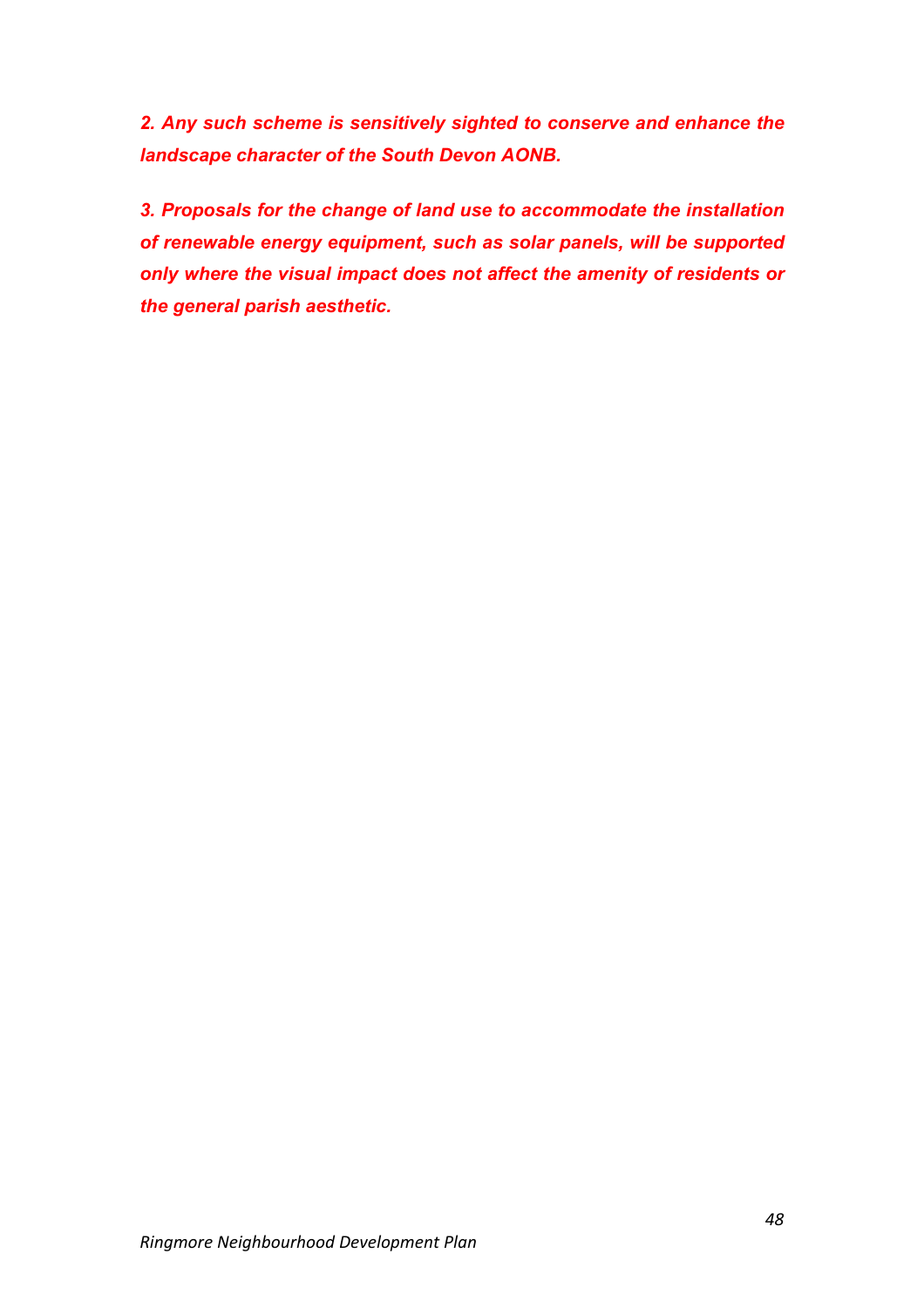***2. Any such scheme is sensitively sighted to conserve and enhance the landscape character of the South Devon AONB.***

***3. Proposals for the change of land use to accommodate the installation of renewable energy equipment, such as solar panels, will be supported only where the visual impact does not affect the amenity of residents or the general parish aesthetic.***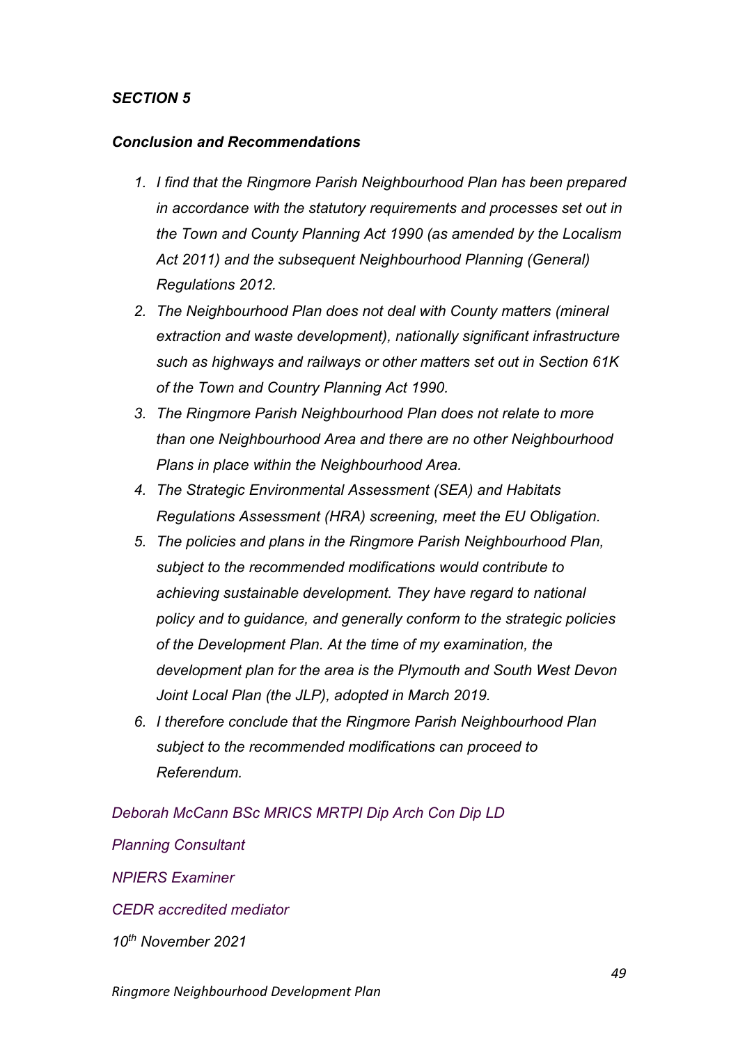## *SECTION 5*

### *Conclusion and Recommendations*

1. *I find that the Ringmore Parish Neighbourhood Plan has been prepared in accordance with the statutory requirements and processes set out in the Town and County Planning Act 1990 (as amended by the Localism Act 2011) and the subsequent Neighbourhood Planning (General) Regulations 2012.*
2. *The Neighbourhood Plan does not deal with County matters (mineral extraction and waste development), nationally significant infrastructure such as highways and railways or other matters set out in Section 61K of the Town and Country Planning Act 1990.*
3. *The Ringmore Parish Neighbourhood Plan does not relate to more than one Neighbourhood Area and there are no other Neighbourhood Plans in place within the Neighbourhood Area.*
4. *The Strategic Environmental Assessment (SEA) and Habitats Regulations Assessment (HRA) screening, meet the EU Obligation.*
5. *The policies and plans in the Ringmore Parish Neighbourhood Plan, subject to the recommended modifications would contribute to achieving sustainable development. They have regard to national policy and to guidance, and generally conform to the strategic policies of the Development Plan. At the time of my examination, the development plan for the area is the Plymouth and South West Devon Joint Local Plan (the JLP), adopted in March 2019.*
6. *I therefore conclude that the Ringmore Parish Neighbourhood Plan subject to the recommended modifications can proceed to Referendum.*

*Deborah McCann BSc MRICS MRTPI Dip Arch Con Dip LD*

*Planning Consultant*

*NPIERS Examiner*

*CEDR accredited mediator*

*10th November 2021*